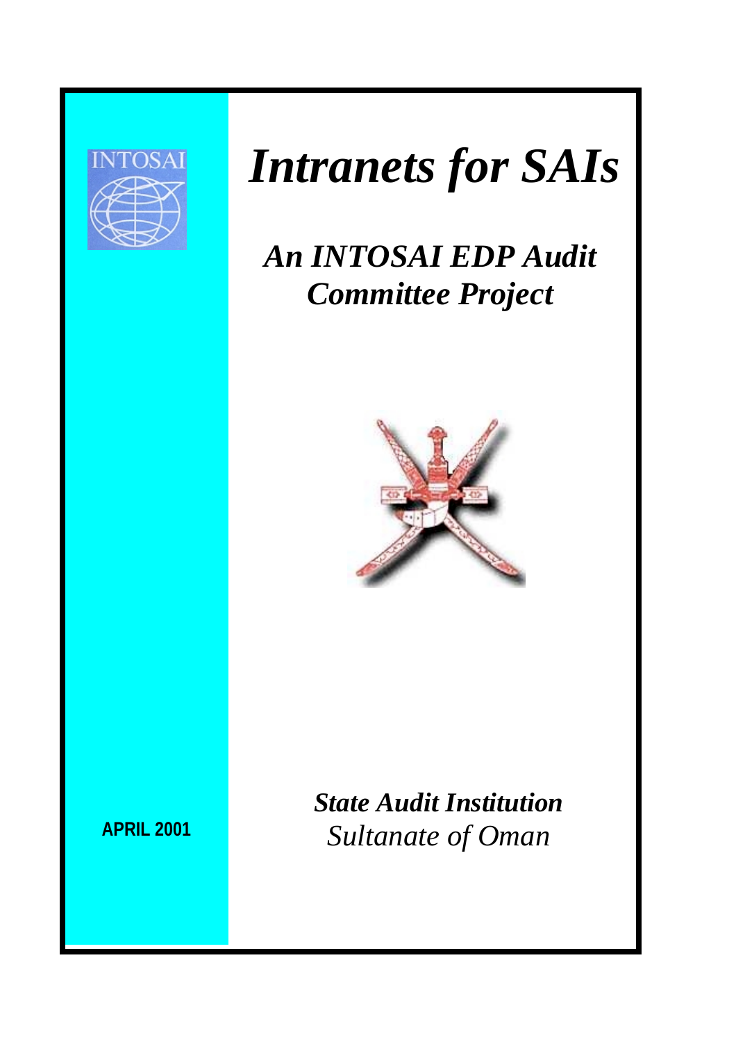INTOSAI

# *Intranets for SAIs*

## *An INTOSAI EDP Audit Committee Project*

***State Audit Institution***
*Sultanate of Oman*

**APRIL 2001**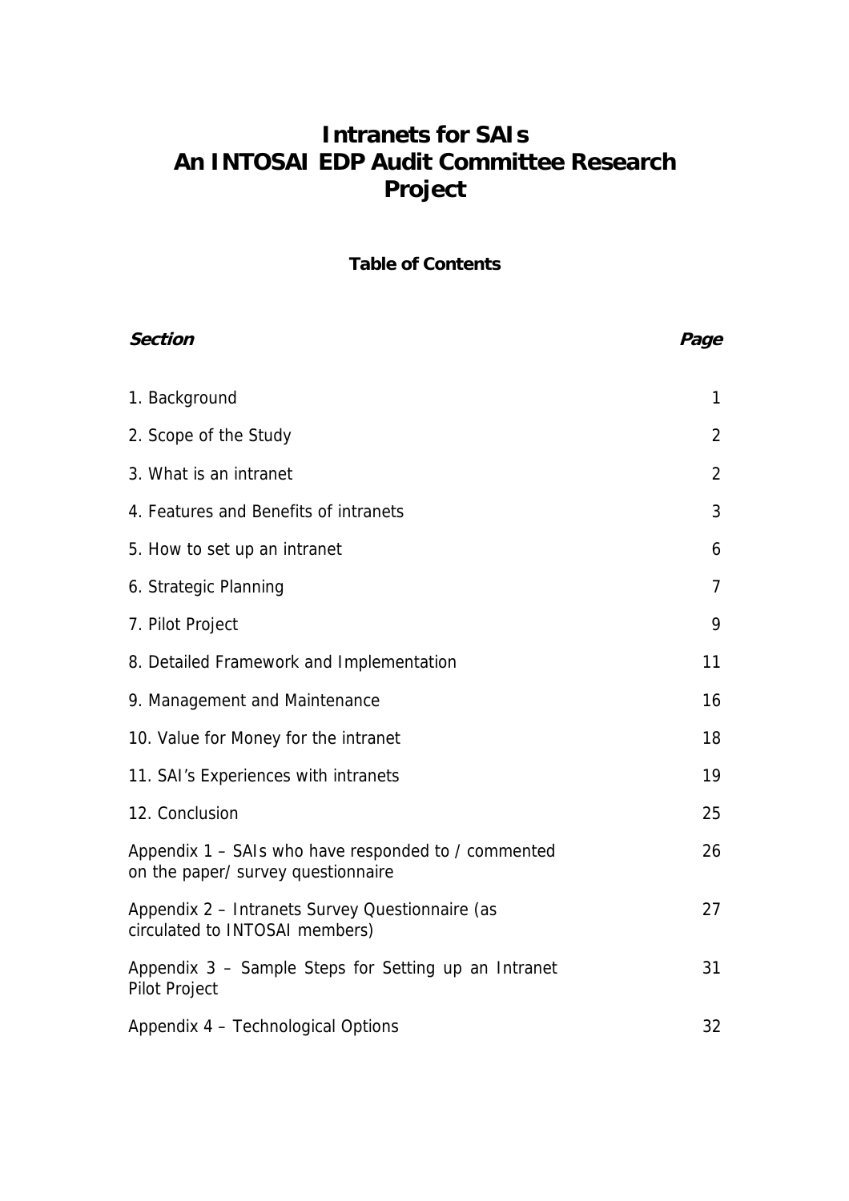# Intranets for SAIs
# An INTOSAI EDP Audit Committee Research Project

**Table of Contents**

| ***Section*** | ***Page*** |
|---|---|
| 1. Background | 1 |
| 2. Scope of the Study | 2 |
| 3. What is an intranet | 2 |
| 4. Features and Benefits of intranets | 3 |
| 5. How to set up an intranet | 6 |
| 6. Strategic Planning | 7 |
| 7. Pilot Project | 9 |
| 8. Detailed Framework and Implementation | 11 |
| 9. Management and Maintenance | 16 |
| 10. Value for Money for the intranet | 18 |
| 11. SAI's Experiences with intranets | 19 |
| 12. Conclusion | 25 |
| Appendix 1 – SAIs who have responded / commented on the paper/ survey questionnaire | 26 |
| Appendix 2 – Intranets Survey Questionnaire (as circulated to INTOSAI members) | 27 |
| Appendix 3 – Sample Steps for Setting up an Intranet Pilot Project | 31 |
| Appendix 4 – Technological Options | 32 |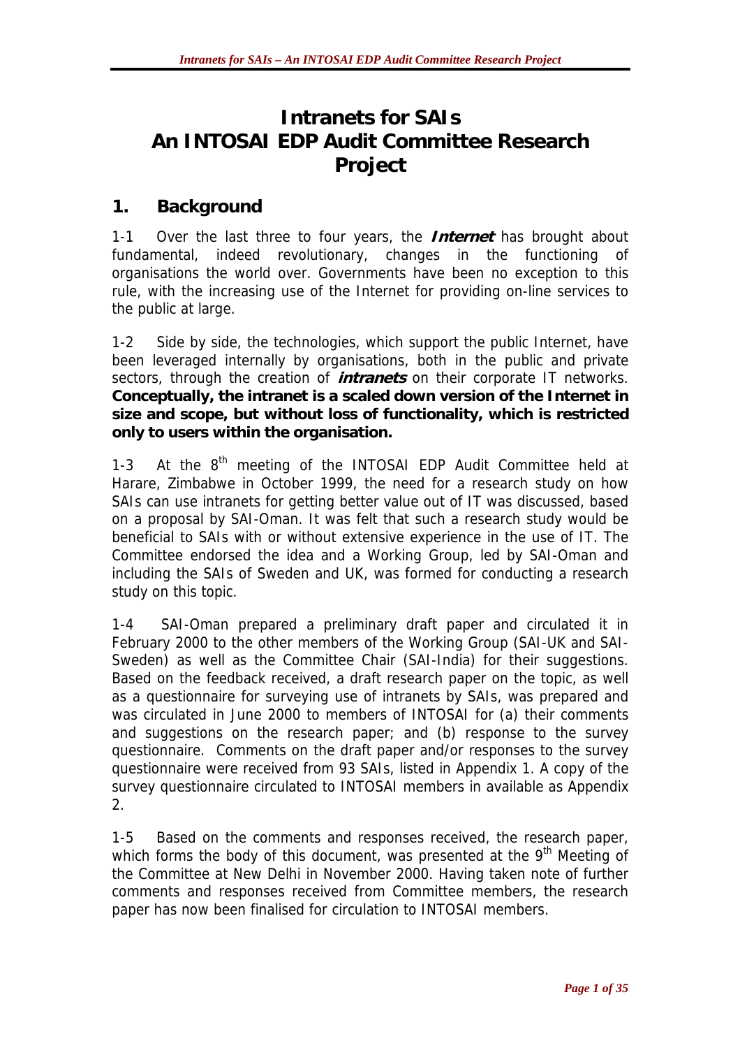# Intranets for SAIs An INTOSAI EDP Audit Committee Research Project

## 1. Background

1-1 Over the last three to four years, the ***Internet*** has brought about fundamental, indeed revolutionary, changes in the functioning of organisations the world over. Governments have been no exception to this rule, with the increasing use of the Internet for providing on-line services to the public at large.

1-2 Side by side, the technologies, which support the public Internet, have been leveraged internally by organisations, both in the public and private sectors, through the creation of ***intranets*** on their corporate IT networks. **Conceptually, the intranet is a scaled down version of the Internet in size and scope, but without loss of functionality, which is restricted only to users within the organisation.**

1-3 At the 8th meeting of the INTOSAI EDP Audit Committee held at Harare, Zimbabwe in October 1999, the need for a research study on how SAIs can use intranets for getting better value out of IT was discussed, based on a proposal by SAI-Oman. It was felt that such a research study would be beneficial to SAIs with or without extensive experience in the use of IT. The Committee endorsed the idea and a Working Group, led by SAI-Oman and including the SAIs of Sweden and UK, was formed for conducting a research study on this topic.

1-4 SAI-Oman prepared a preliminary draft paper and circulated it in February 2000 to the other members of the Working Group (SAI-UK and SAI-Sweden) as well as the Committee Chair (SAI-India) for their suggestions. Based on the feedback received, a draft research paper on the topic, as well as a questionnaire for surveying use of intranets by SAIs, was prepared and was circulated in June 2000 to members of INTOSAI for (a) their comments and suggestions on the research paper; and (b) response to the survey questionnaire. Comments on the draft paper and/or responses to the survey questionnaire were received from 93 SAIs, listed in Appendix 1. A copy of the survey questionnaire circulated to INTOSAI members in available as Appendix 2.

1-5 Based on the comments and responses received, the research paper, which forms the body of this document, was presented at the 9th Meeting of the Committee at New Delhi in November 2000. Having taken note of further comments and responses received from Committee members, the research paper has now been finalised for circulation to INTOSAI members.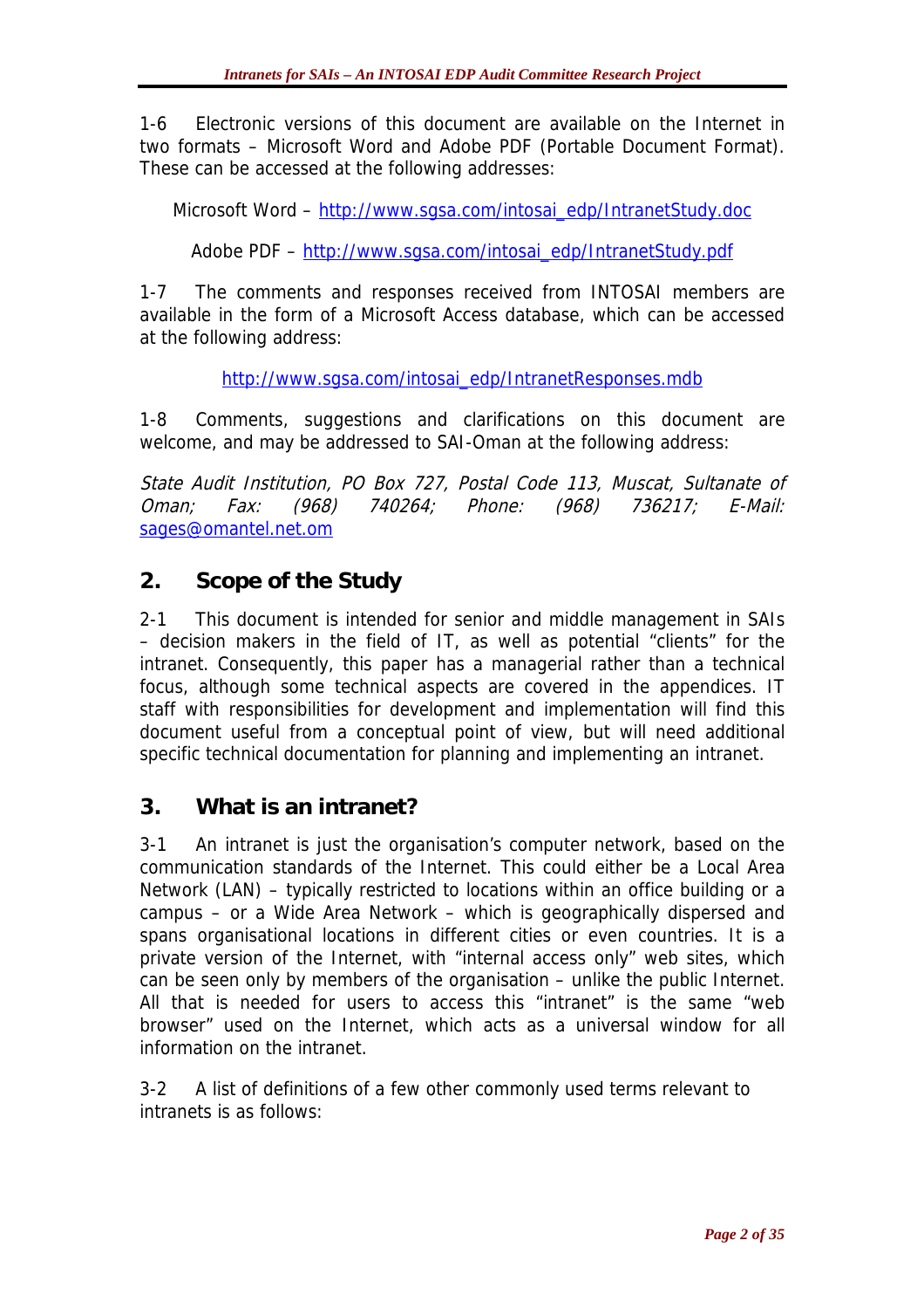1-6 Electronic versions of this document are available on the Internet in two formats – Microsoft Word and Adobe PDF (Portable Document Format). These can be accessed at the following addresses:

Microsoft Word – http://www.sgsa.com/intosai_edp/IntranetStudy.doc

Adobe PDF – http://www.sgsa.com/intosai_edp/IntranetStudy.pdf

1-7 The comments and responses received from INTOSAI members are available in the form of a Microsoft Access database, which can be accessed at the following address:

http://www.sgsa.com/intosai_edp/IntranetResponses.mdb

1-8 Comments, suggestions and clarifications on this document are welcome, and may be addressed to SAI-Oman at the following address:

*State Audit Institution, PO Box 727, Postal Code 113, Muscat, Sultanate of Oman; Fax: (968) 740264; Phone: (968) 736217; E-Mail:* sages@omantel.net.om

## 2. Scope of the Study

2-1 This document is intended for senior and middle management in SAIs – decision makers in the field of IT, as well as potential "clients" for the intranet. Consequently, this paper has a managerial rather than a technical focus, although some technical aspects are covered in the appendices. IT staff with responsibilities for development and implementation will find this document useful from a conceptual point of view, but will need additional specific technical documentation for planning and implementing an intranet.

## 3. What is an intranet?

3-1 An intranet is just the organisation's computer network, based on the communication standards of the Internet. This could either be a Local Area Network (LAN) – typically restricted to locations within an office building or a campus – or a Wide Area Network – which is geographically dispersed and spans organisational locations in different cities or even countries. It is a private version of the Internet, with "internal access only" web sites, which can be seen only by members of the organisation – unlike the public Internet. All that is needed for users to access this "intranet" is the same "web browser" used on the Internet, which acts as a universal window for all information on the intranet.

3-2 A list of definitions of a few other commonly used terms relevant to intranets is as follows: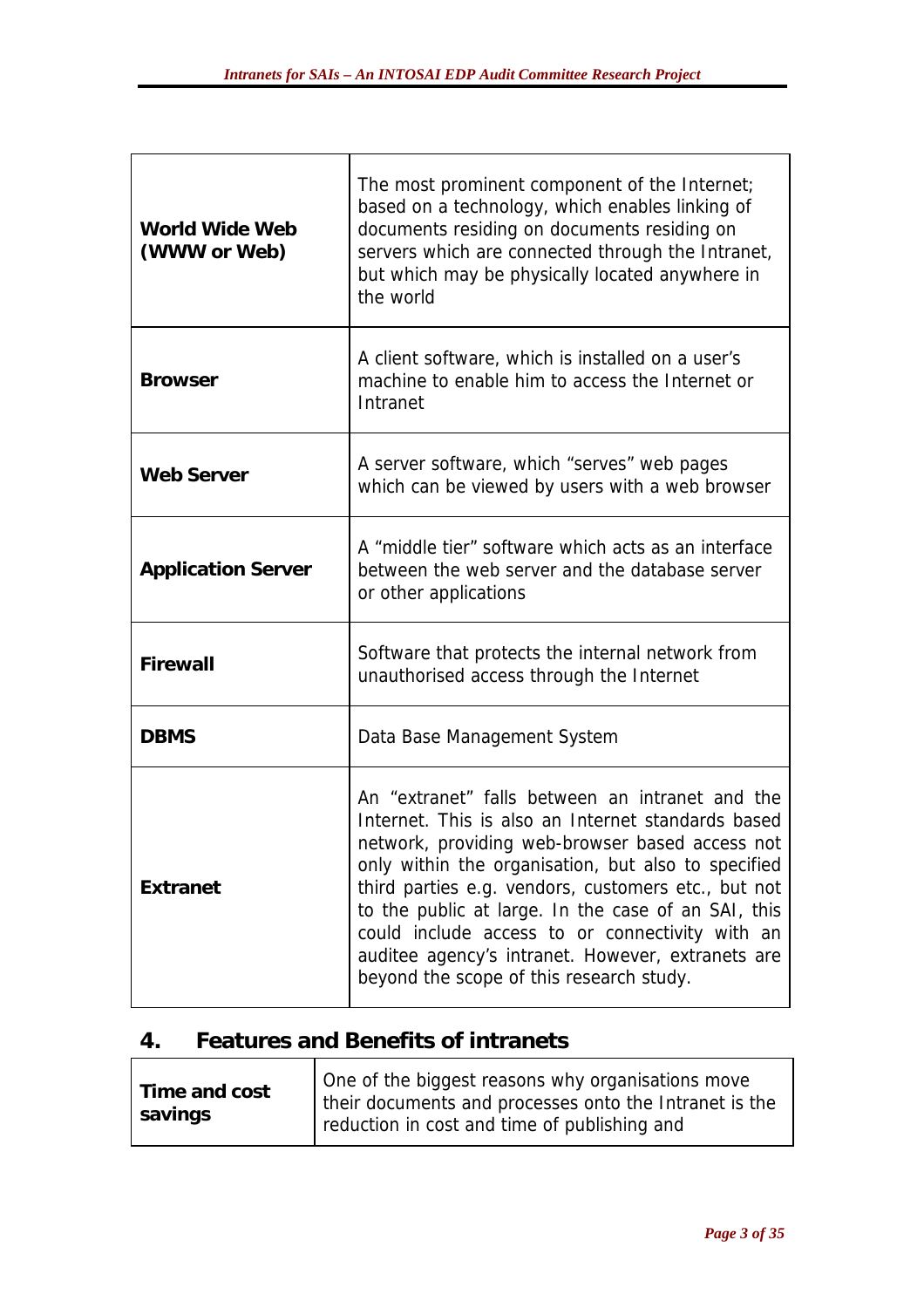| | |
|---|---|
| **World Wide Web (WWW or Web)** | The most prominent component of the Internet; based on a technology, which enables linking of documents residing on documents residing on servers which are connected through the Intranet, but which may be physically located anywhere in the world |
| **Browser** | A client software, which is installed on a user's machine to enable him to access the Internet or Intranet |
| **Web Server** | A server software, which "serves" web pages which can be viewed by users with a web browser |
| **Application Server** | A "middle tier" software which acts as an interface between the web server and the database server or other applications |
| **Firewall** | Software that protects the internal network from unauthorised access through the Internet |
| **DBMS** | Data Base Management System |
| **Extranet** | An "extranet" falls between an intranet and the Internet. This is also an Internet standards based network, providing web-browser based access not only within the organisation, but also to specified third parties e.g. vendors, customers etc., but not to the public at large. In the case of an SAI, this could include access to or connectivity with an auditee agency's intranet. However, extranets are beyond the scope of this research study. |

## 4. Features and Benefits of intranets

| | |
|---|---|
| **Time and cost savings** | One of the biggest reasons why organisations move their documents and processes onto the Intranet is the reduction in cost and time of publishing and |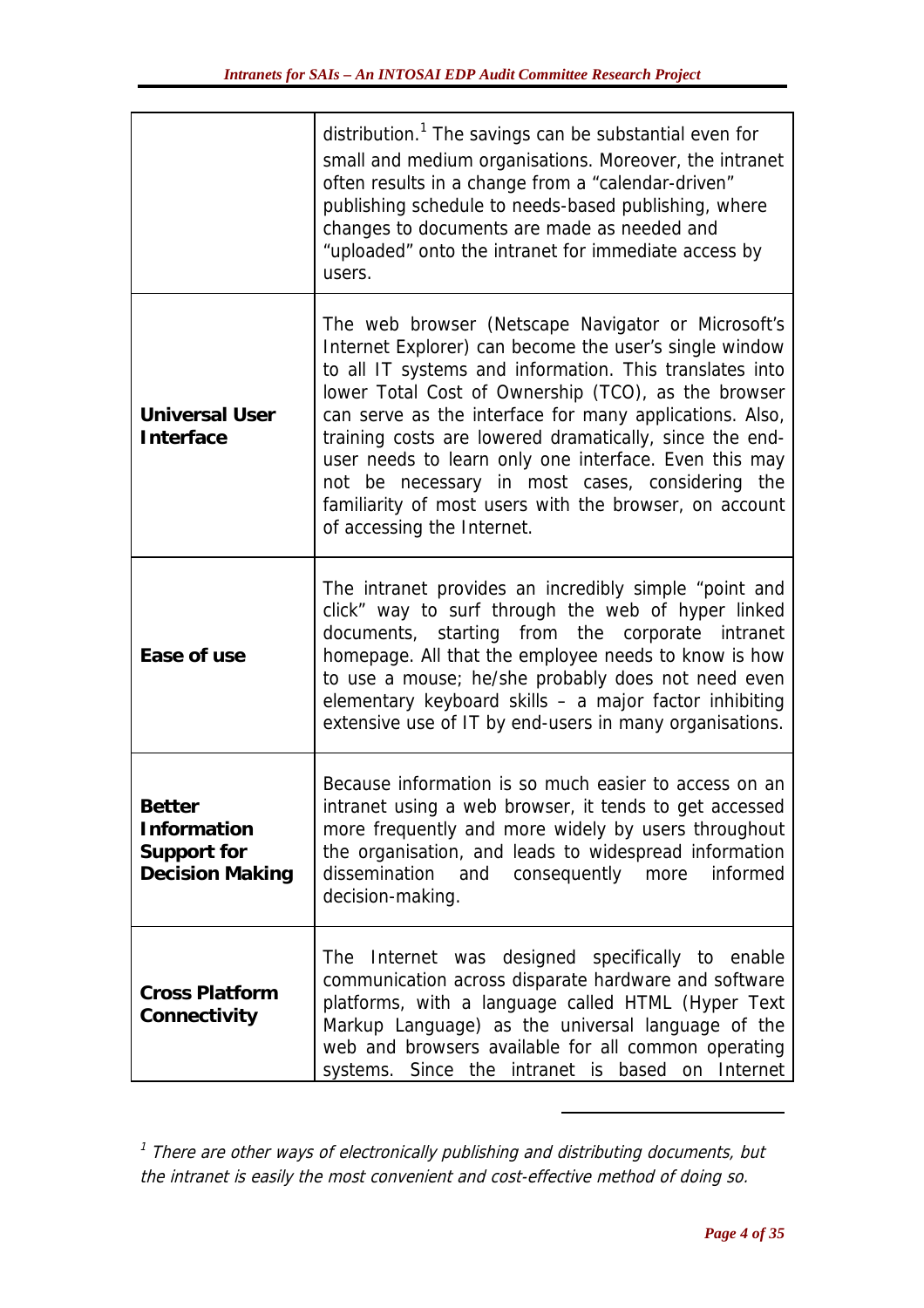| | |
|---|---|
| | distribution.[1] The savings can be substantial even for small and medium organisations. Moreover, the intranet often results in a change from a "calendar-driven" publishing schedule to needs-based publishing, where changes to documents are made as needed and "uploaded" onto the intranet for immediate access by users. |
| **Universal User Interface** | The web browser (Netscape Navigator or Microsoft's Internet Explorer) can become the user's single window to all IT systems and information. This translates into lower Total Cost of Ownership (TCO), as the browser can serve as the interface for many applications. Also, training costs are lowered dramatically, since the end-user needs to learn only one interface. Even this may not be necessary in most cases, considering the familiarity of most users with the browser, on account of accessing the Internet. |
| **Ease of use** | The intranet provides an incredibly simple "point and click" way to surf through the web of hyper linked documents, starting from the corporate intranet homepage. All that the employee needs to know is how to use a mouse; he/she probably does not need even elementary keyboard skills – a major factor inhibiting extensive use of IT by end-users in many organisations. |
| **Better Information Support for Decision Making** | Because information is so much easier to access on an intranet using a web browser, it tends to get accessed more frequently and more widely by users throughout the organisation, and leads to widespread information dissemination and consequently more informed decision-making. |
| **Cross Platform Connectivity** | The Internet was designed specifically to enable communication across disparate hardware and software platforms, with a language called HTML (Hyper Text Markup Language) as the universal language of the web and browsers available for all common operating systems. Since the intranet is based on Internet |

[1] *There are other ways of electronically publishing and distributing documents, but the intranet is easily the most convenient and cost-effective method of doing so.*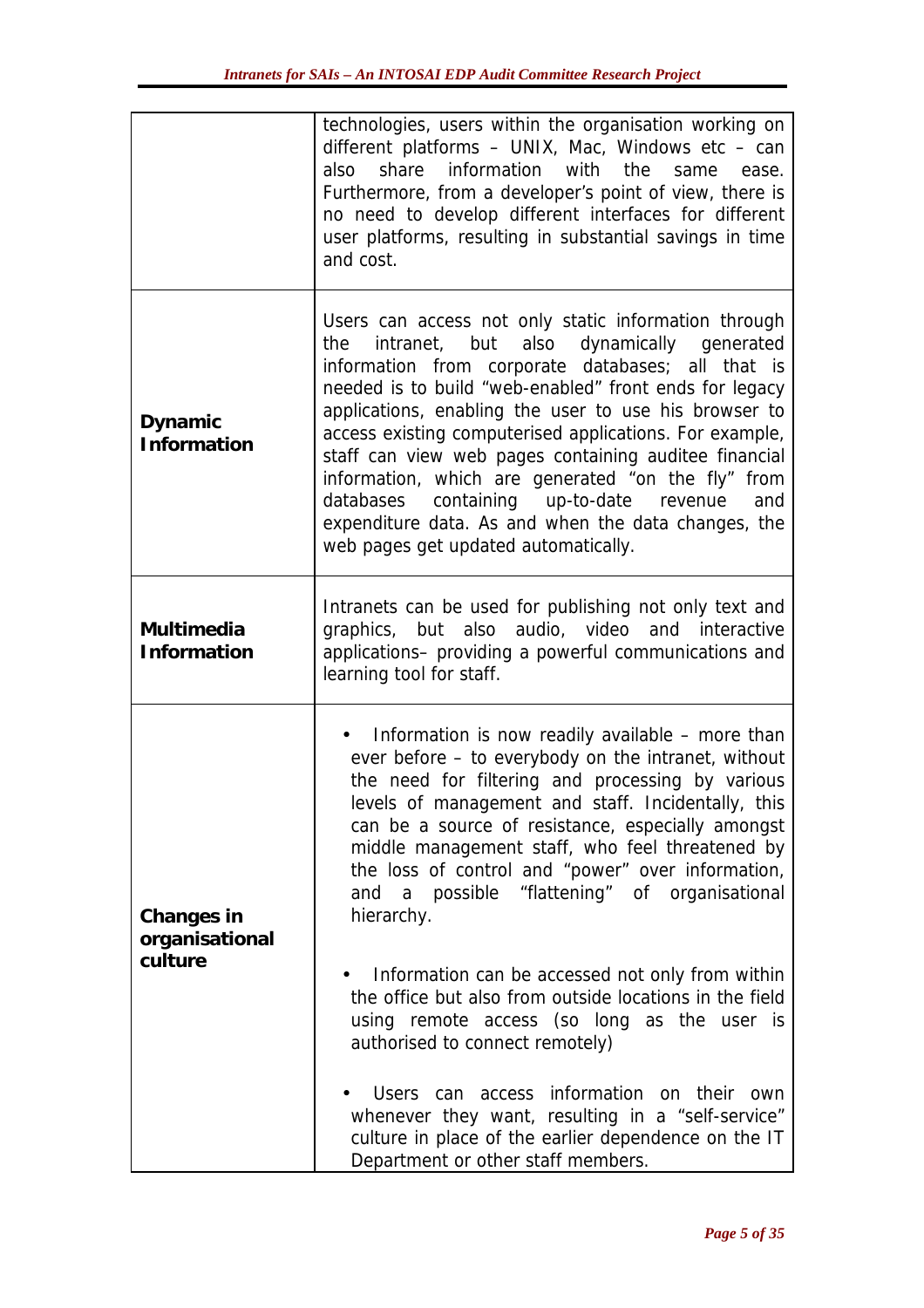|  |  |
|---|---|
|  | technologies, users within the organisation working on different platforms – UNIX, Mac, Windows etc – can also share information with the same ease. Furthermore, from a developer's point of view, there is no need to develop different interfaces for different user platforms, resulting in substantial savings in time and cost. |
| **Dynamic Information** | Users can access not only static information through the intranet, but also dynamically generated information from corporate databases; all that is needed is to build "web-enabled" front ends for legacy applications, enabling the user to use his browser to access existing computerised applications. For example, staff can view web pages containing auditee financial information, which are generated "on the fly" from databases containing up-to-date revenue and expenditure data. As and when the data changes, the web pages get updated automatically. |
| **Multimedia Information** | Intranets can be used for publishing not only text and graphics, but also audio, video and interactive applications– providing a powerful communications and learning tool for staff. |
| **Changes in organisational culture** | • Information is now readily available – more than ever before – to everybody on the intranet, without the need for filtering and processing by various levels of management and staff. Incidentally, this can be a source of resistance, especially amongst middle management staff, who feel threatened by the loss of control and "power" over information, and a possible "flattening" of organisational hierarchy. <br><br> • Information can be accessed not only from within the office but also from outside locations in the field using remote access (so long as the user is authorised to connect remotely) <br><br> • Users can access information on their own whenever they want, resulting in a "self-service" culture in place of the earlier dependence on the IT Department or other staff members. |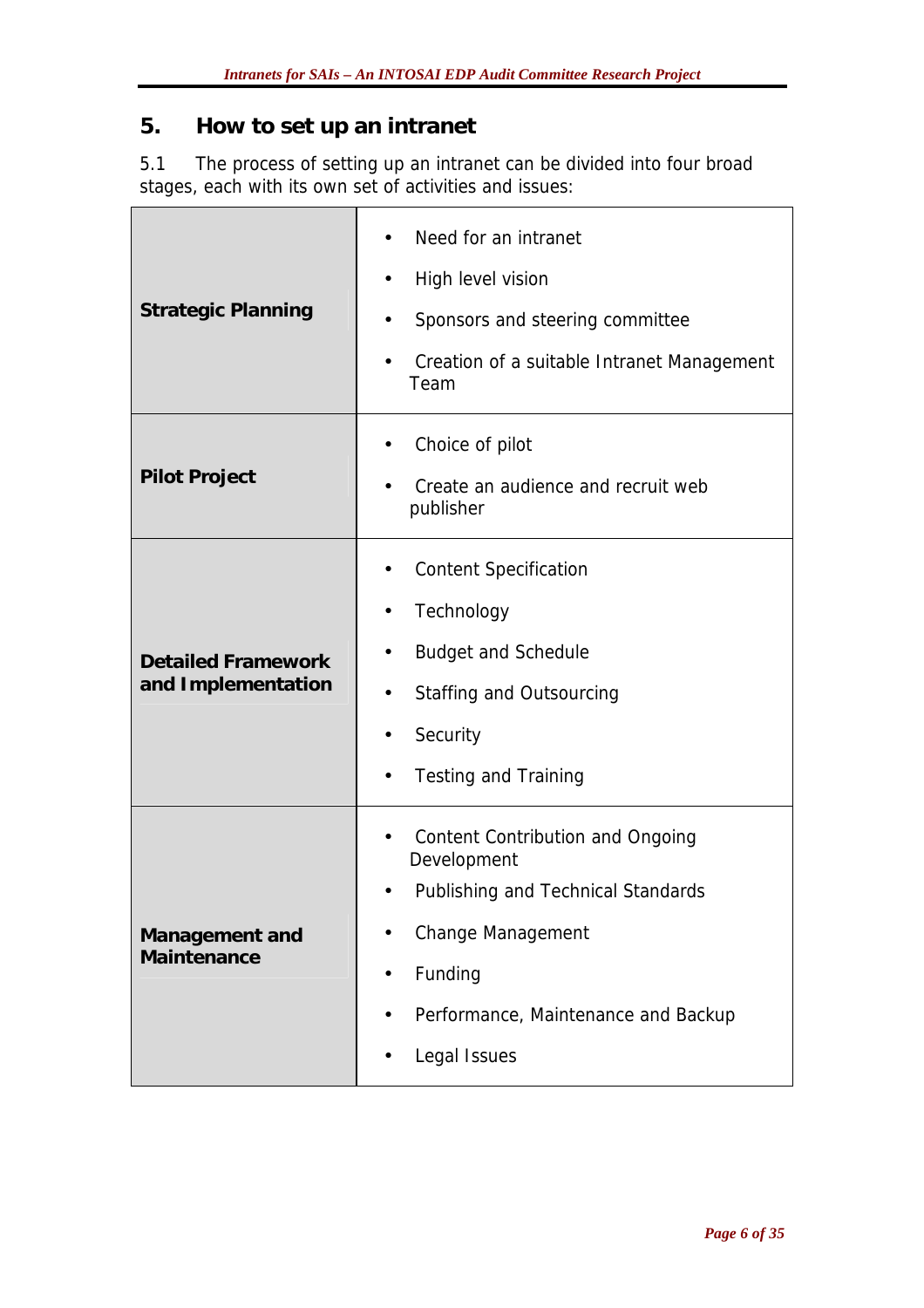## 5. How to set up an intranet

5.1 The process of setting up an intranet can be divided into four broad stages, each with its own set of activities and issues:

| Stage | Activities and issues |
|---|---|
| **Strategic Planning** | • Need for an intranet<br>• High level vision<br>• Sponsors and steering committee<br>• Creation of a suitable Intranet Management Team |
| **Pilot Project** | • Choice of pilot<br>• Create an audience and recruit web publisher |
| **Detailed Framework and Implementation** | • Content Specification<br>• Technology<br>• Budget and Schedule<br>• Staffing and Outsourcing<br>• Security<br>• Testing and Training |
| **Management and Maintenance** | • Content Contribution and Ongoing Development<br>• Publishing and Technical Standards<br>• Change Management<br>• Funding<br>• Performance, Maintenance and Backup<br>• Legal Issues |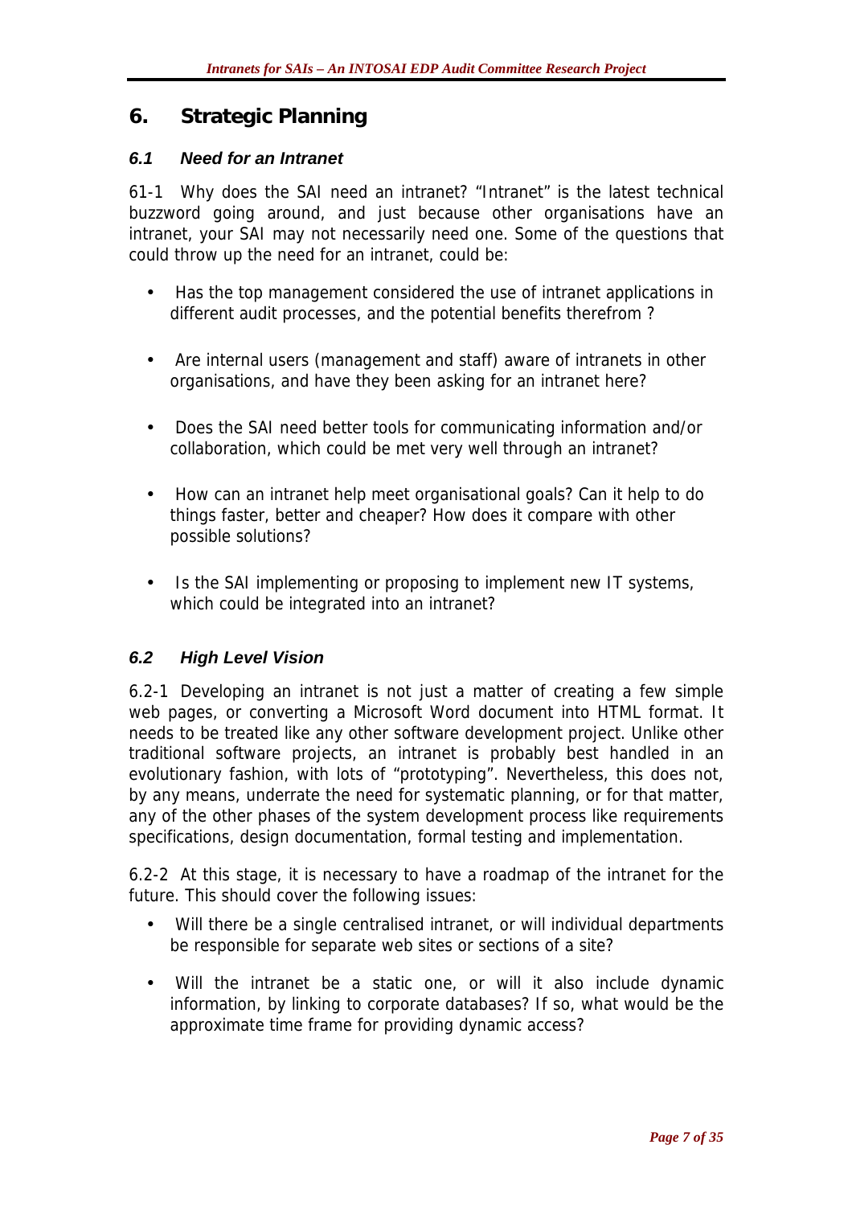# 6. Strategic Planning

### *6.1 Need for an Intranet*

61-1 Why does the SAI need an intranet? "Intranet" is the latest technical buzzword going around, and just because other organisations have an intranet, your SAI may not necessarily need one. Some of the questions that could throw up the need for an intranet, could be:

- Has the top management considered the use of intranet applications in different audit processes, and the potential benefits therefrom ?
- Are internal users (management and staff) aware of intranets in other organisations, and have they been asking for an intranet here?
- Does the SAI need better tools for communicating information and/or collaboration, which could be met very well through an intranet?
- How can an intranet help meet organisational goals? Can it help to do things faster, better and cheaper? How does it compare with other possible solutions?
- Is the SAI implementing or proposing to implement new IT systems, which could be integrated into an intranet?

### *6.2 High Level Vision*

6.2-1 Developing an intranet is not just a matter of creating a few simple web pages, or converting a Microsoft Word document into HTML format. It needs to be treated like any other software development project. Unlike other traditional software projects, an intranet is probably best handled in an evolutionary fashion, with lots of "prototyping". Nevertheless, this does not, by any means, underrate the need for systematic planning, or for that matter, any of the other phases of the system development process like requirements specifications, design documentation, formal testing and implementation.

6.2-2 At this stage, it is necessary to have a roadmap of the intranet for the future. This should cover the following issues:

- Will there be a single centralised intranet, or will individual departments be responsible for separate web sites or sections of a site?
- Will the intranet be a static one, or will it also include dynamic information, by linking to corporate databases? If so, what would be the approximate time frame for providing dynamic access?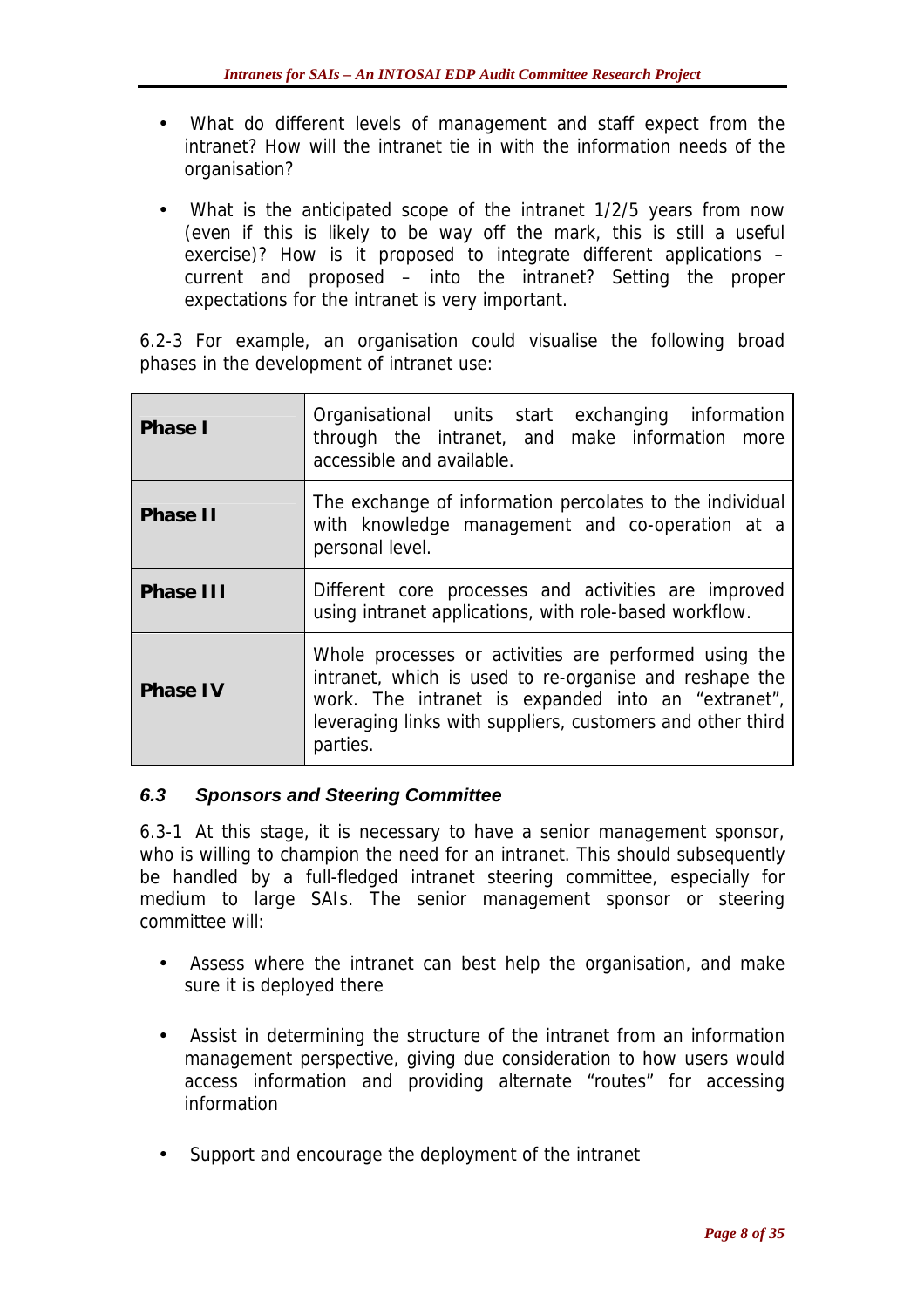- What do different levels of management and staff expect from the intranet? How will the intranet tie in with the information needs of the organisation?

- What is the anticipated scope of the intranet 1/2/5 years from now (even if this is likely to be way off the mark, this is still a useful exercise)? How is it proposed to integrate different applications – current and proposed – into the intranet? Setting the proper expectations for the intranet is very important.

6.2-3 For example, an organisation could visualise the following broad phases in the development of intranet use:

| | |
|---|---|
| **Phase I** | Organisational units start exchanging information through the intranet, and make information more accessible and available. |
| **Phase II** | The exchange of information percolates to the individual with knowledge management and co-operation at a personal level. |
| **Phase III** | Different core processes and activities are improved using intranet applications, with role-based workflow. |
| **Phase IV** | Whole processes or activities are performed using the intranet, which is used to re-organise and reshape the work. The intranet is expanded into an "extranet", leveraging links with suppliers, customers and other third parties. |

### *6.3 Sponsors and Steering Committee*

6.3-1 At this stage, it is necessary to have a senior management sponsor, who is willing to champion the need for an intranet. This should subsequently be handled by a full-fledged intranet steering committee, especially for medium to large SAIs. The senior management sponsor or steering committee will:

- Assess where the intranet can best help the organisation, and make sure it is deployed there

- Assist in determining the structure of the intranet from an information management perspective, giving due consideration to how users would access information and providing alternate "routes" for accessing information

- Support and encourage the deployment of the intranet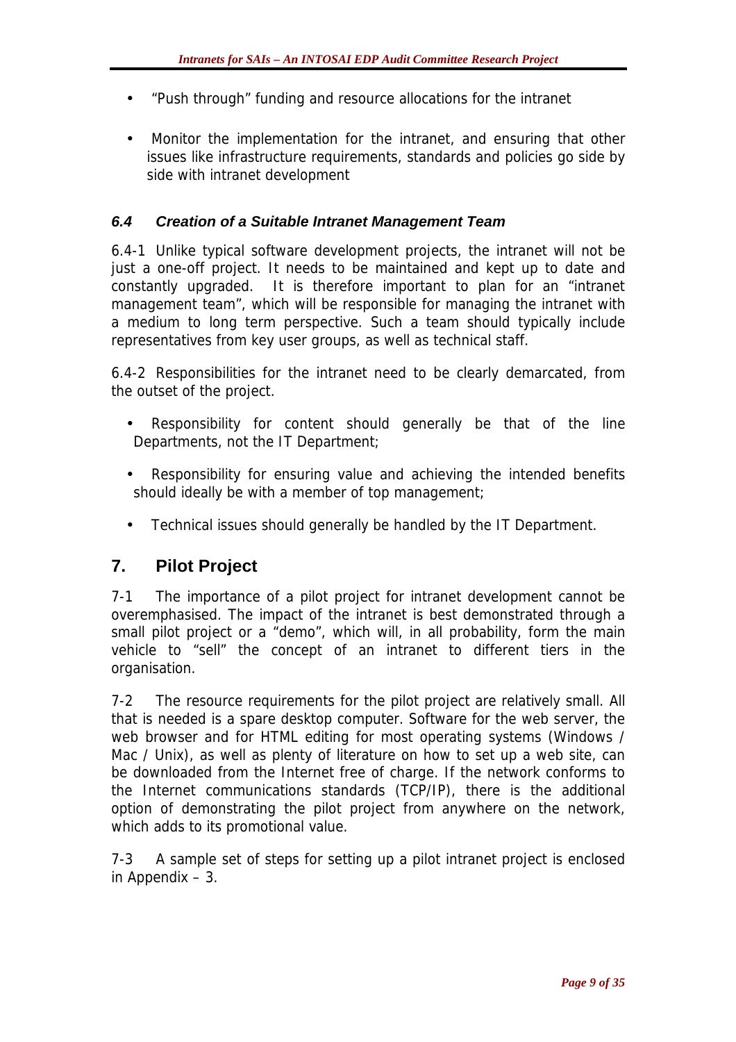- "Push through" funding and resource allocations for the intranet

- Monitor the implementation for the intranet, and ensuring that other issues like infrastructure requirements, standards and policies go side by side with intranet development

### *6.4 Creation of a Suitable Intranet Management Team*

6.4-1 Unlike typical software development projects, the intranet will not be just a one-off project. It needs to be maintained and kept up to date and constantly upgraded. It is therefore important to plan for an "intranet management team", which will be responsible for managing the intranet with a medium to long term perspective. Such a team should typically include representatives from key user groups, as well as technical staff.

6.4-2 Responsibilities for the intranet need to be clearly demarcated, from the outset of the project.

- Responsibility for content should generally be that of the line Departments, not the IT Department;

- Responsibility for ensuring value and achieving the intended benefits should ideally be with a member of top management;

- Technical issues should generally be handled by the IT Department.

## 7. Pilot Project

7-1 The importance of a pilot project for intranet development cannot be overemphasised. The impact of the intranet is best demonstrated through a small pilot project or a "demo", which will, in all probability, form the main vehicle to "sell" the concept of an intranet to different tiers in the organisation.

7-2 The resource requirements for the pilot project are relatively small. All that is needed is a spare desktop computer. Software for the web server, the web browser and for HTML editing for most operating systems (Windows / Mac / Unix), as well as plenty of literature on how to set up a web site, can be downloaded from the Internet free of charge. If the network conforms to the Internet communications standards (TCP/IP), there is the additional option of demonstrating the pilot project from anywhere on the network, which adds to its promotional value.

7-3 A sample set of steps for setting up a pilot intranet project is enclosed in Appendix – 3.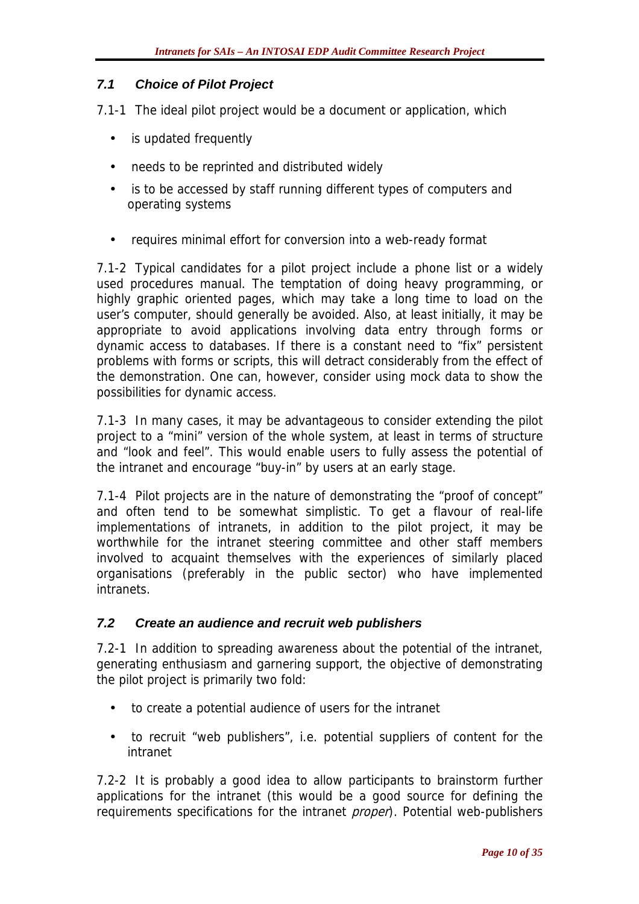### *7.1 Choice of Pilot Project*

7.1-1 The ideal pilot project would be a document or application, which

- is updated frequently
- needs to be reprinted and distributed widely
- is to be accessed by staff running different types of computers and operating systems
- requires minimal effort for conversion into a web-ready format

7.1-2 Typical candidates for a pilot project include a phone list or a widely used procedures manual. The temptation of doing heavy programming, or highly graphic oriented pages, which may take a long time to load on the user's computer, should generally be avoided. Also, at least initially, it may be appropriate to avoid applications involving data entry through forms or dynamic access to databases. If there is a constant need to "fix" persistent problems with forms or scripts, this will detract considerably from the effect of the demonstration. One can, however, consider using mock data to show the possibilities for dynamic access.

7.1-3 In many cases, it may be advantageous to consider extending the pilot project to a "mini" version of the whole system, at least in terms of structure and "look and feel". This would enable users to fully assess the potential of the intranet and encourage "buy-in" by users at an early stage.

7.1-4 Pilot projects are in the nature of demonstrating the "proof of concept" and often tend to be somewhat simplistic. To get a flavour of real-life implementations of intranets, in addition to the pilot project, it may be worthwhile for the intranet steering committee and other staff members involved to acquaint themselves with the experiences of similarly placed organisations (preferably in the public sector) who have implemented intranets.

### *7.2 Create an audience and recruit web publishers*

7.2-1 In addition to spreading awareness about the potential of the intranet, generating enthusiasm and garnering support, the objective of demonstrating the pilot project is primarily two fold:

- to create a potential audience of users for the intranet
- to recruit "web publishers", i.e. potential suppliers of content for the intranet

7.2-2 It is probably a good idea to allow participants to brainstorm further applications for the intranet (this would be a good source for defining the requirements specifications for the intranet *proper*). Potential web-publishers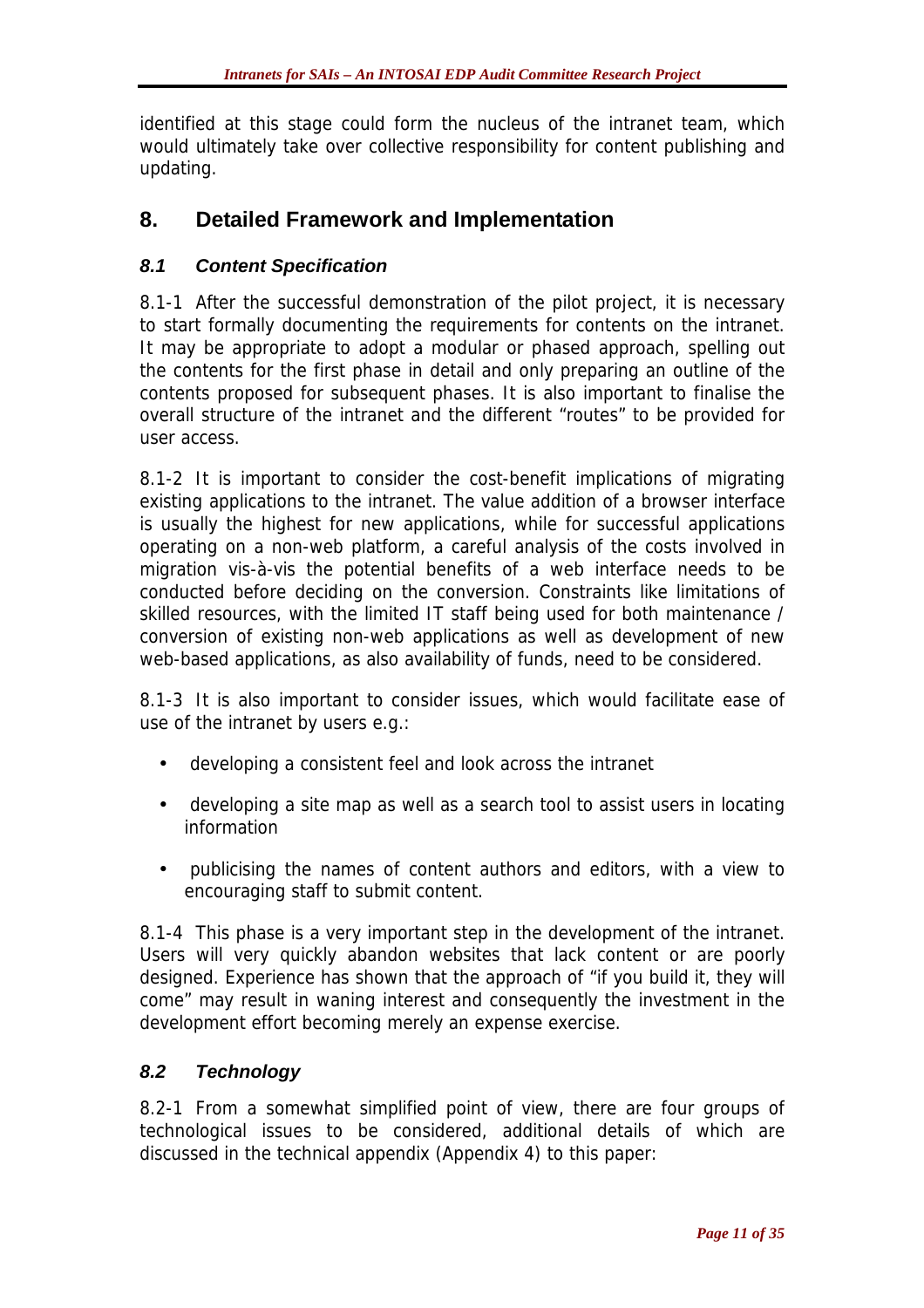identified at this stage could form the nucleus of the intranet team, which would ultimately take over collective responsibility for content publishing and updating.

## 8. Detailed Framework and Implementation

### *8.1 Content Specification*

8.1-1 After the successful demonstration of the pilot project, it is necessary to start formally documenting the requirements for contents on the intranet. It may be appropriate to adopt a modular or phased approach, spelling out the contents for the first phase in detail and only preparing an outline of the contents proposed for subsequent phases. It is also important to finalise the overall structure of the intranet and the different "routes" to be provided for user access.

8.1-2 It is important to consider the cost-benefit implications of migrating existing applications to the intranet. The value addition of a browser interface is usually the highest for new applications, while for successful applications operating on a non-web platform, a careful analysis of the costs involved in migration vis-à-vis the potential benefits of a web interface needs to be conducted before deciding on the conversion. Constraints like limitations of skilled resources, with the limited IT staff being used for both maintenance / conversion of existing non-web applications as well as development of new web-based applications, as also availability of funds, need to be considered.

8.1-3 It is also important to consider issues, which would facilitate ease of use of the intranet by users e.g.:

- developing a consistent feel and look across the intranet
- developing a site map as well as a search tool to assist users in locating information
- publicising the names of content authors and editors, with a view to encouraging staff to submit content.

8.1-4 This phase is a very important step in the development of the intranet. Users will very quickly abandon websites that lack content or are poorly designed. Experience has shown that the approach of "if you build it, they will come" may result in waning interest and consequently the investment in the development effort becoming merely an expense exercise.

### *8.2 Technology*

8.2-1 From a somewhat simplified point of view, there are four groups of technological issues to be considered, additional details of which are discussed in the technical appendix (Appendix 4) to this paper: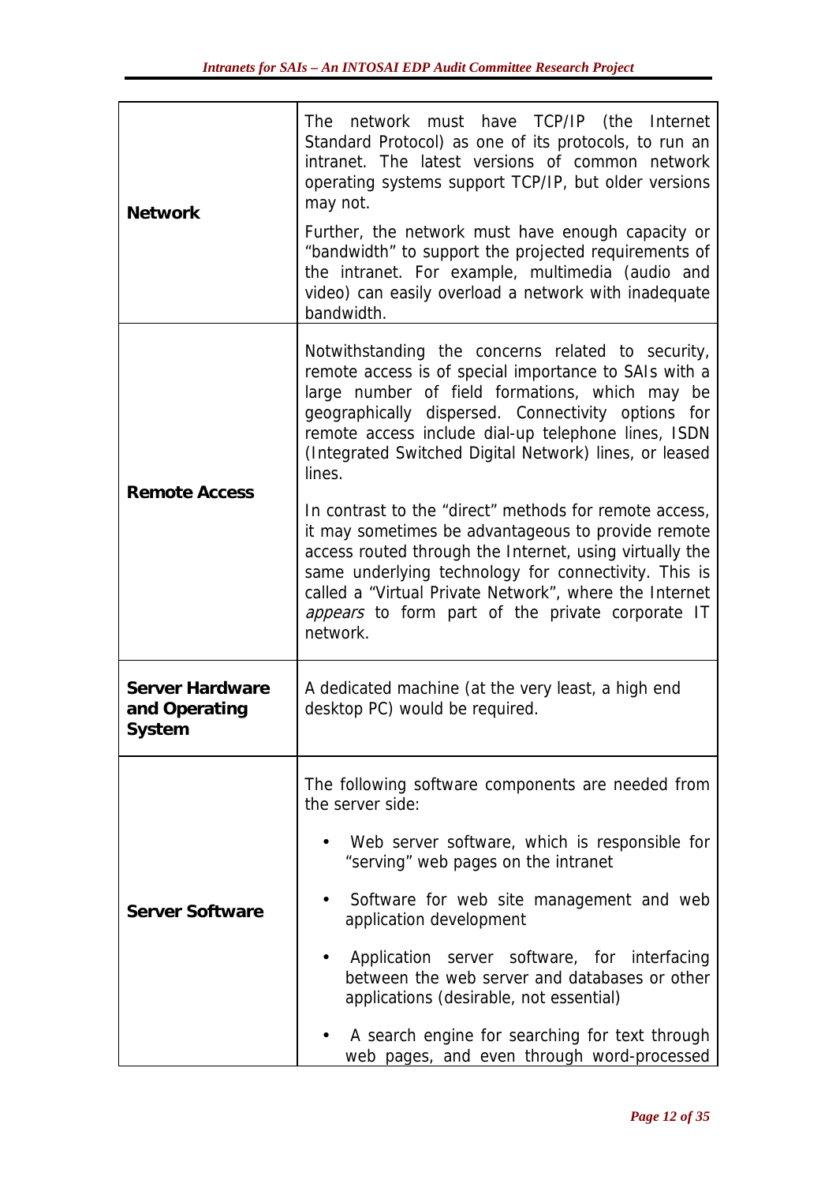| | |
|---|---|
| **Network** | The network must have TCP/IP (the Internet Standard Protocol) as one of its protocols, to run an intranet. The latest versions of common network operating systems support TCP/IP, but older versions may not.<br><br>Further, the network must have enough capacity or "bandwidth" to support the projected requirements of the intranet. For example, multimedia (audio and video) can easily overload a network with inadequate bandwidth. |
| **Remote Access** | Notwithstanding the concerns related to security, remote access is of special importance to SAIs with a large number of field formations, which may be geographically dispersed. Connectivity options for remote access include dial-up telephone lines, ISDN (Integrated Switched Digital Network) lines, or leased lines.<br><br>In contrast to the "direct" methods for remote access, it may sometimes be advantageous to provide remote access routed through the Internet, using virtually the same underlying technology for connectivity. This is called a "Virtual Private Network", where the Internet *appears* to form part of the private corporate IT network. |
| **Server Hardware and Operating System** | A dedicated machine (at the very least, a high end desktop PC) would be required. |
| **Server Software** | The following software components are needed from the server side:<br><br>• Web server software, which is responsible for "serving" web pages on the intranet<br><br>• Software for web site management and web application development<br><br>• Application server software, for interfacing between the web server and databases or other applications (desirable, not essential)<br><br>• A search engine for searching for text through web pages, and even through word-processed |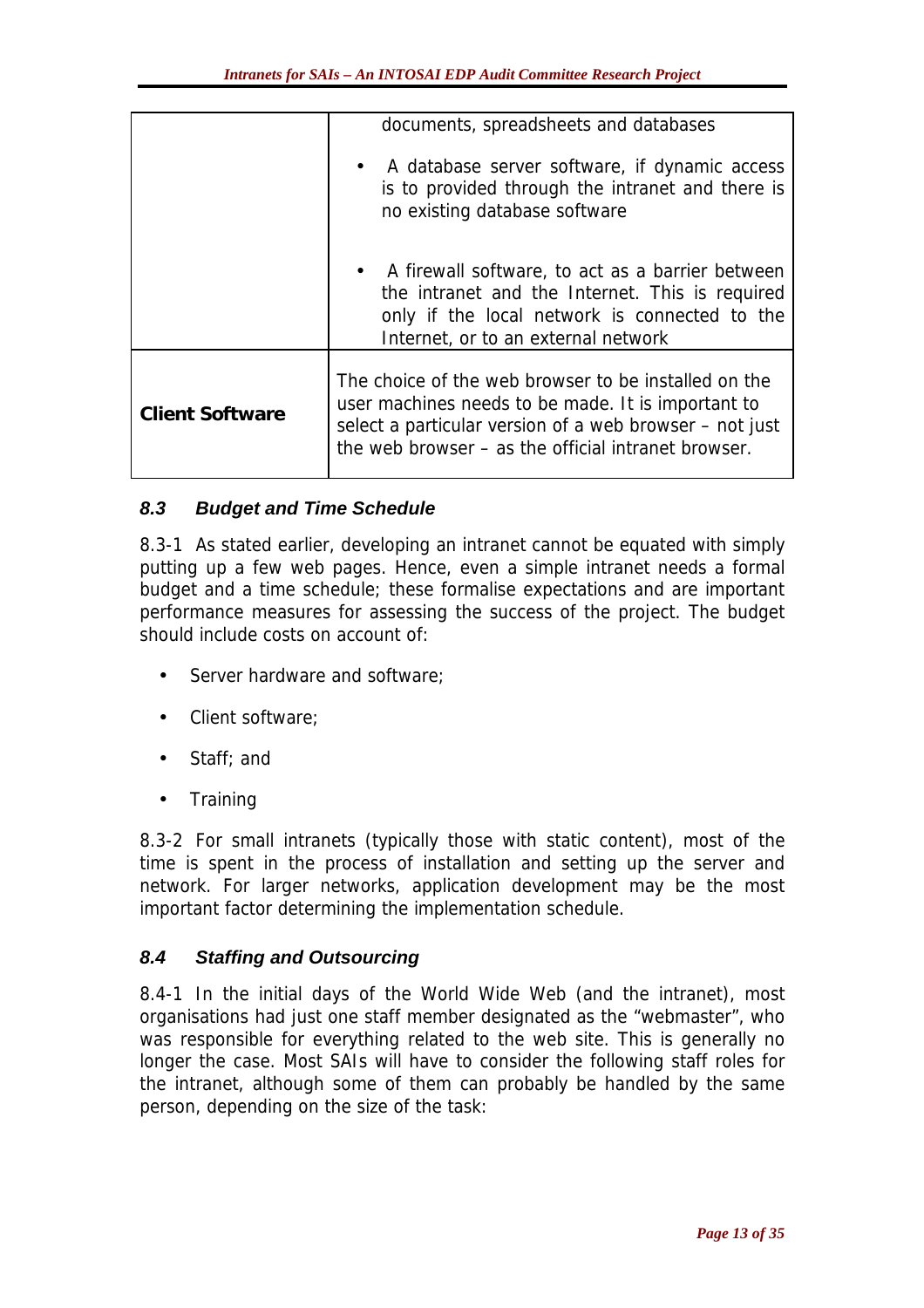| | |
|---|---|
| | documents, spreadsheets and databases<br><br>• A database server software, if dynamic access is to provided through the intranet and there is no existing database software<br><br>• A firewall software, to act as a barrier between the intranet and the Internet. This is required only if the local network is connected to the Internet, or to an external network |
| **Client Software** | The choice of the web browser to be installed on the user machines needs to be made. It is important to select a particular version of a web browser – not just the web browser – as the official intranet browser. |

### *8.3 Budget and Time Schedule*

8.3-1 As stated earlier, developing an intranet cannot be equated with simply putting up a few web pages. Hence, even a simple intranet needs a formal budget and a time schedule; these formalise expectations and are important performance measures for assessing the success of the project. The budget should include costs on account of:

- Server hardware and software;
- Client software;
- Staff; and
- Training

8.3-2 For small intranets (typically those with static content), most of the time is spent in the process of installation and setting up the server and network. For larger networks, application development may be the most important factor determining the implementation schedule.

### *8.4 Staffing and Outsourcing*

8.4-1 In the initial days of the World Wide Web (and the intranet), most organisations had just one staff member designated as the "webmaster", who was responsible for everything related to the web site. This is generally no longer the case. Most SAIs will have to consider the following staff roles for the intranet, although some of them can probably be handled by the same person, depending on the size of the task: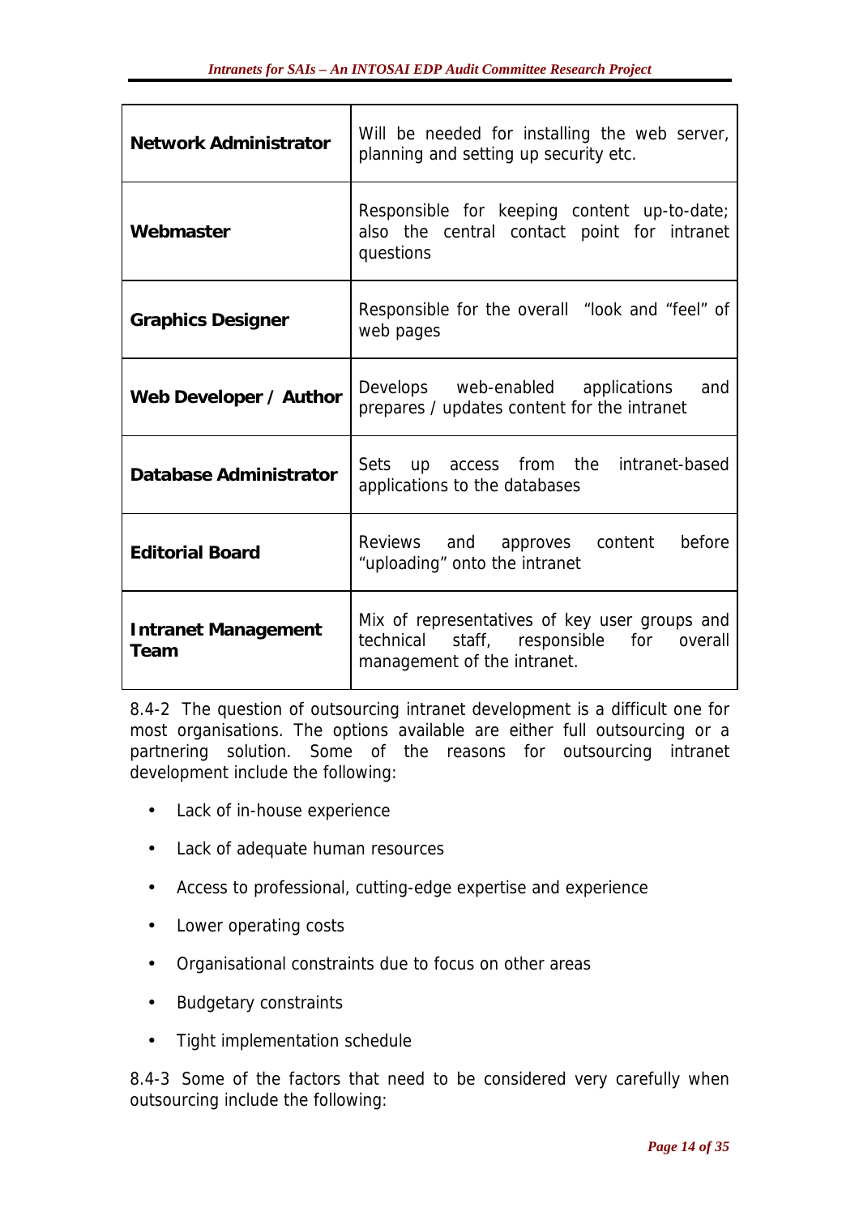| | |
|---|---|
| **Network Administrator** | Will be needed for installing the web server, planning and setting up security etc. |
| **Webmaster** | Responsible for keeping content up-to-date; also the central contact point for intranet questions |
| **Graphics Designer** | Responsible for the overall "look and "feel" of web pages |
| **Web Developer / Author** | Develops web-enabled applications and prepares / updates content for the intranet |
| **Database Administrator** | Sets up access from the intranet-based applications to the databases |
| **Editorial Board** | Reviews and approves content before "uploading" onto the intranet |
| **Intranet Management Team** | Mix of representatives of key user groups and technical staff, responsible for overall management of the intranet. |

8.4-2 The question of outsourcing intranet development is a difficult one for most organisations. The options available are either full outsourcing or a partnering solution. Some of the reasons for outsourcing intranet development include the following:

- Lack of in-house experience
- Lack of adequate human resources
- Access to professional, cutting-edge expertise and experience
- Lower operating costs
- Organisational constraints due to focus on other areas
- Budgetary constraints
- Tight implementation schedule

8.4-3 Some of the factors that need to be considered very carefully when outsourcing include the following: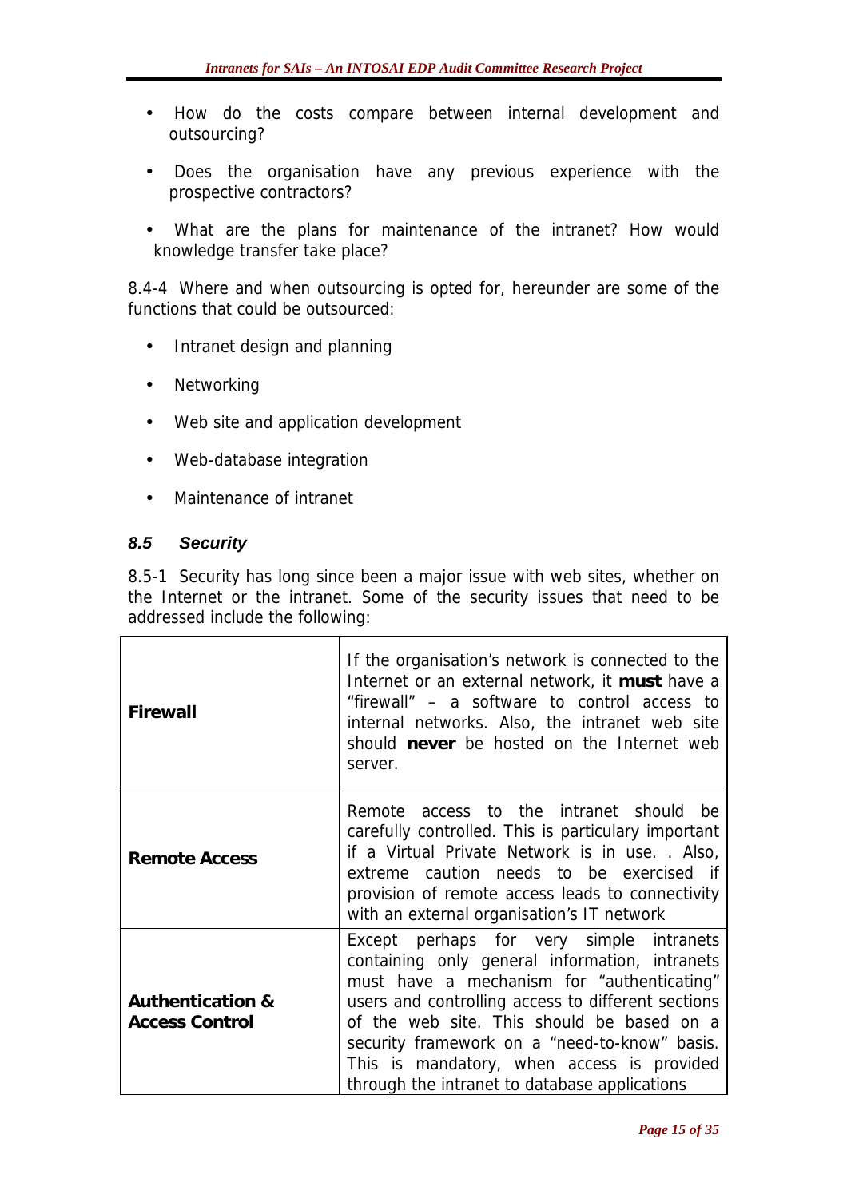- How do the costs compare between internal development and outsourcing?
- Does the organisation have any previous experience with the prospective contractors?
- What are the plans for maintenance of the intranet? How would knowledge transfer take place?

8.4-4 Where and when outsourcing is opted for, hereunder are some of the functions that could be outsourced:

- Intranet design and planning
- Networking
- Web site and application development
- Web-database integration
- Maintenance of intranet

### *8.5 Security*

8.5-1 Security has long since been a major issue with web sites, whether on the Internet or the intranet. Some of the security issues that need to be addressed include the following:

| | |
|---|---|
| **Firewall** | If the organisation's network is connected to the Internet or an external network, it **must** have a "firewall" – a software to control access to internal networks. Also, the intranet web site should **never** be hosted on the Internet web server. |
| **Remote Access** | Remote access to the intranet should be carefully controlled. This is particulary important if a Virtual Private Network is in use. . Also, extreme caution needs to be exercised if provision of remote access leads to connectivity with an external organisation's IT network |
| **Authentication & Access Control** | Except perhaps for very simple intranets containing only general information, intranets must have a mechanism for "authenticating" users and controlling access to different sections of the web site. This should be based on a security framework on a "need-to-know" basis. This is mandatory, when access is provided through the intranet to database applications |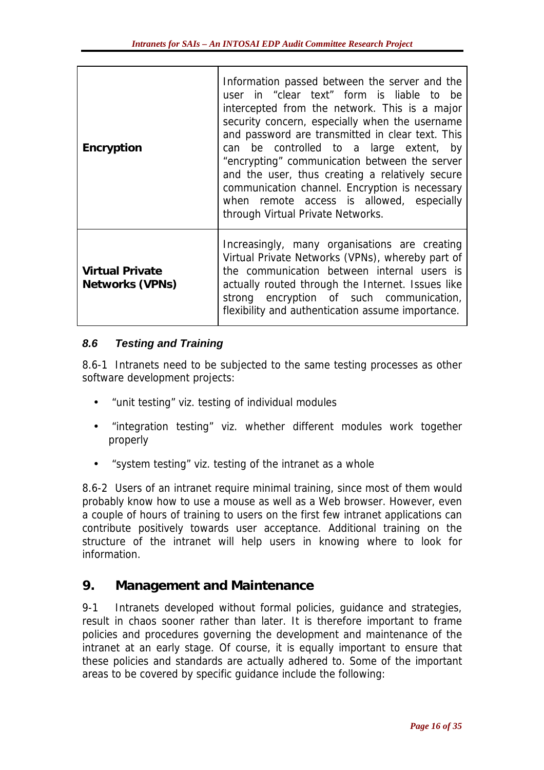| | |
|---|---|
| **Encryption** | Information passed between the server and the user in "clear text" form is liable to be intercepted from the network. This is a major security concern, especially when the username and password are transmitted in clear text. This can be controlled to a large extent, by "encrypting" communication between the server and the user, thus creating a relatively secure communication channel. Encryption is necessary when remote access is allowed, especially through Virtual Private Networks. |
| **Virtual Private Networks (VPNs)** | Increasingly, many organisations are creating Virtual Private Networks (VPNs), whereby part of the communication between internal users is actually routed through the Internet. Issues like strong encryption of such communication, flexibility and authentication assume importance. |

### *8.6 Testing and Training*

8.6-1 Intranets need to be subjected to the same testing processes as other software development projects:

- "unit testing" viz. testing of individual modules
- "integration testing" viz. whether different modules work together properly
- "system testing" viz. testing of the intranet as a whole

8.6-2 Users of an intranet require minimal training, since most of them would probably know how to use a mouse as well as a Web browser. However, even a couple of hours of training to users on the first few intranet applications can contribute positively towards user acceptance. Additional training on the structure of the intranet will help users in knowing where to look for information.

## 9. Management and Maintenance

9-1 Intranets developed without formal policies, guidance and strategies, result in chaos sooner rather than later. It is therefore important to frame policies and procedures governing the development and maintenance of the intranet at an early stage. Of course, it is equally important to ensure that these policies and standards are actually adhered to. Some of the important areas to be covered by specific guidance include the following: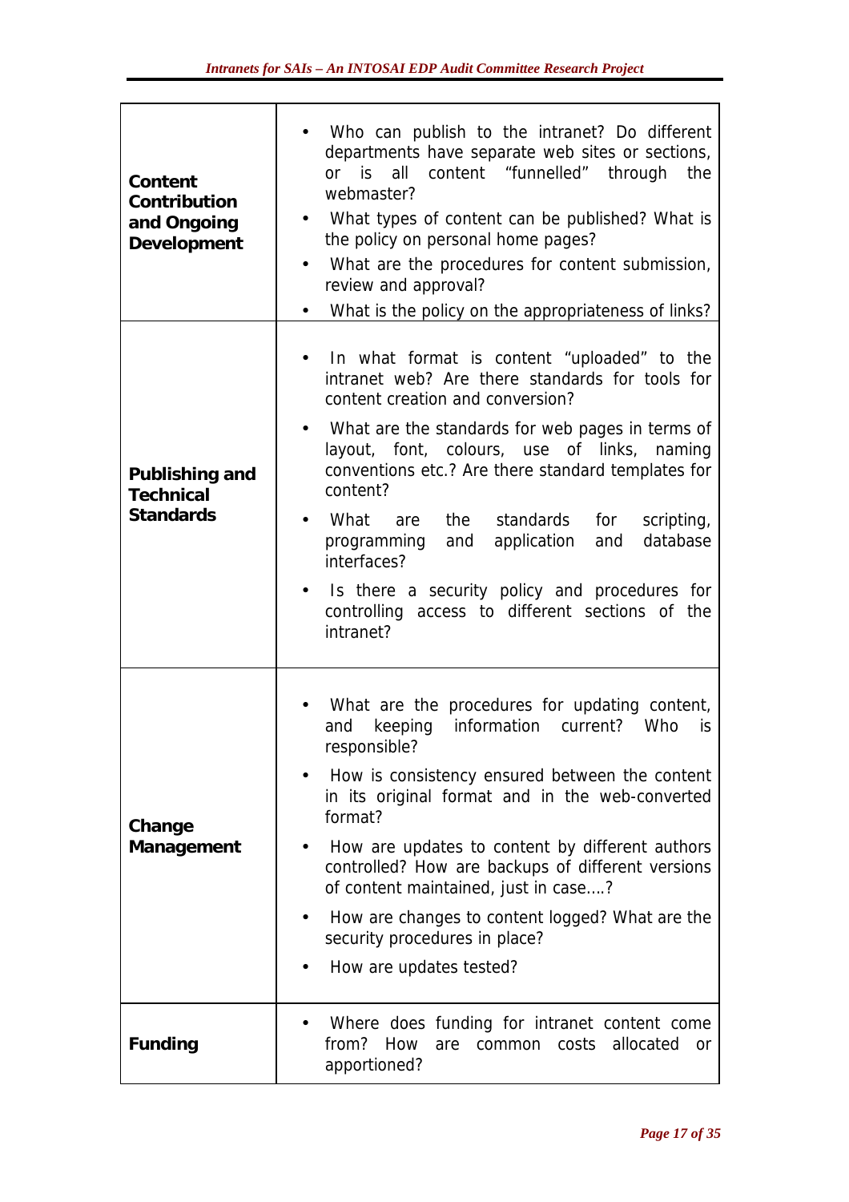| | |
|---|---|
| **Content Contribution and Ongoing Development** | • Who can publish to the intranet? Do different departments have separate web sites or sections, or is all content "funnelled" through the webmaster?<br>• What types of content can be published? What is the policy on personal home pages?<br>• What are the procedures for content submission, review and approval?<br>• What is the policy on the appropriateness of links? |
| **Publishing and Technical Standards** | • In what format is content "uploaded" to the intranet web? Are there standards for tools for content creation and conversion?<br>• What are the standards for web pages in terms of layout, font, colours, use of links, naming conventions etc.? Are there standard templates for content?<br>• What are the standards for scripting, programming and application and database interfaces?<br>• Is there a security policy and procedures for controlling access to different sections of the intranet? |
| **Change Management** | • What are the procedures for updating content, and keeping information current? Who is responsible?<br>• How is consistency ensured between the content in its original format and in the web-converted format?<br>• How are updates to content by different authors controlled? How are backups of different versions of content maintained, just in case….?<br>• How are changes to content logged? What are the security procedures in place?<br>• How are updates tested? |
| **Funding** | • Where does funding for intranet content come from? How are common costs allocated or apportioned? |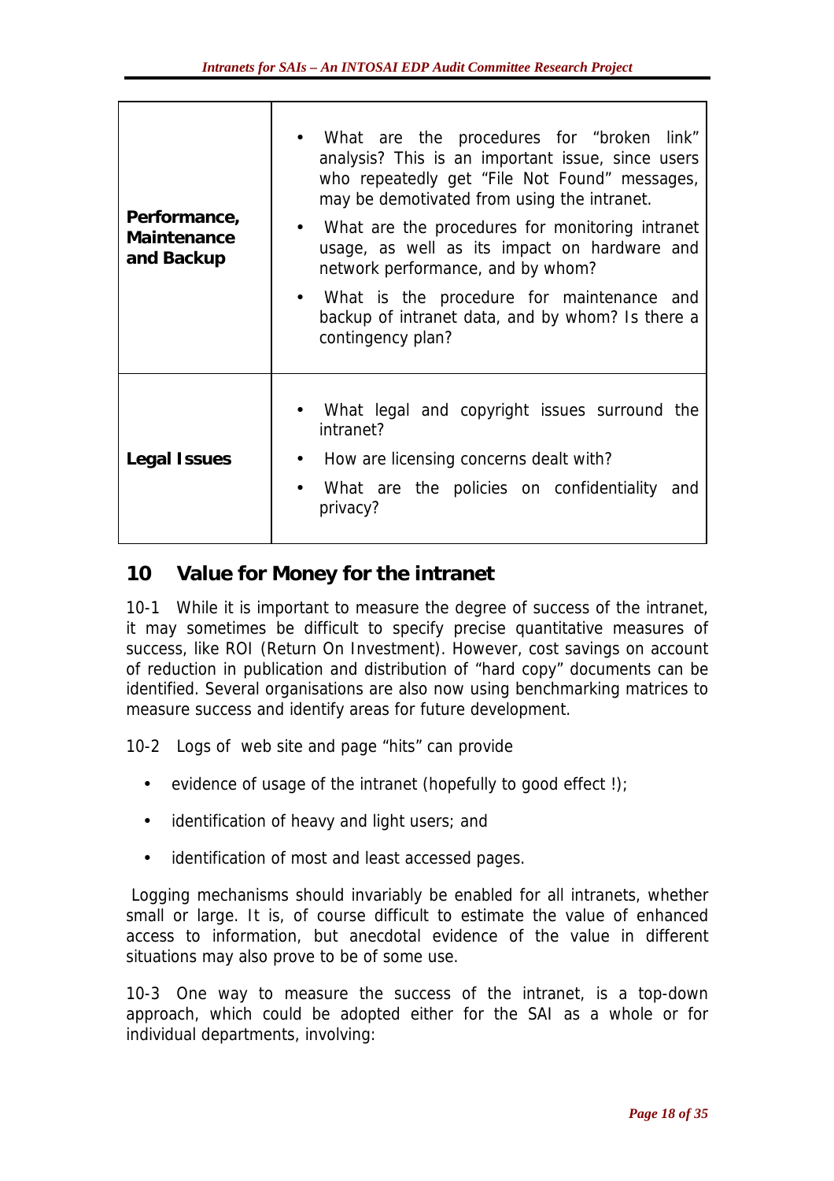| | |
|---|---|
| **Performance, Maintenance and Backup** | • What are the procedures for "broken link" analysis? This is an important issue, since users who repeatedly get "File Not Found" messages, may be demotivated from using the intranet.<br>• What are the procedures for monitoring intranet usage, as well as its impact on hardware and network performance, and by whom?<br>• What is the procedure for maintenance and backup of intranet data, and by whom? Is there a contingency plan? |
| **Legal Issues** | • What legal and copyright issues surround the intranet?<br>• How are licensing concerns dealt with?<br>• What are the policies on confidentiality and privacy? |

## 10 Value for Money for the intranet

10-1 While it is important to measure the degree of success of the intranet, it may sometimes be difficult to specify precise quantitative measures of success, like ROI (Return On Investment). However, cost savings on account of reduction in publication and distribution of "hard copy" documents can be identified. Several organisations are also now using benchmarking matrices to measure success and identify areas for future development.

10-2 Logs of web site and page "hits" can provide

- evidence of usage of the intranet (hopefully to good effect !);
- identification of heavy and light users; and
- identification of most and least accessed pages.

Logging mechanisms should invariably be enabled for all intranets, whether small or large. It is, of course difficult to estimate the value of enhanced access to information, but anecdotal evidence of the value in different situations may also prove to be of some use.

10-3 One way to measure the success of the intranet, is a top-down approach, which could be adopted either for the SAI as a whole or for individual departments, involving: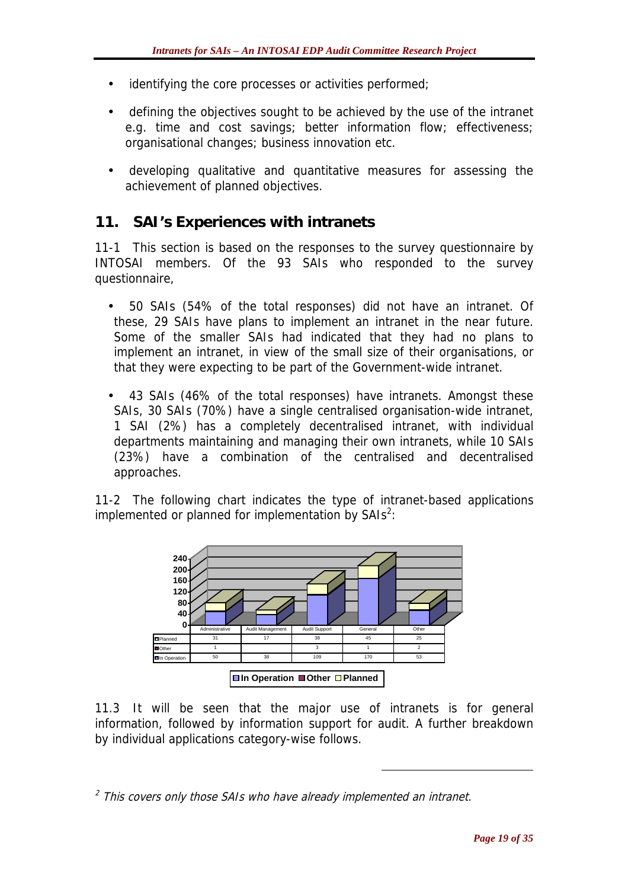- identifying the core processes or activities performed;
- defining the objectives sought to be achieved by the use of the intranet e.g. time and cost savings; better information flow; effectiveness; organisational changes; business innovation etc.
- developing qualitative and quantitative measures for assessing the achievement of planned objectives.

## 11. SAI's Experiences with intranets

11-1 This section is based on the responses to the survey questionnaire by INTOSAI members. Of the 93 SAIs who responded to the survey questionnaire,

- 50 SAIs (54% of the total responses) did not have an intranet. Of these, 29 SAIs have plans to implement an intranet in the near future. Some of the smaller SAIs had indicated that they had no plans to implement an intranet, in view of the small size of their organisations, or that they were expecting to be part of the Government-wide intranet.
- 43 SAIs (46% of the total responses) have intranets. Amongst these SAIs, 30 SAIs (70%) have a single centralised organisation-wide intranet, 1 SAI (2%) has a completely decentralised intranet, with individual departments maintaining and managing their own intranets, while 10 SAIs (23%) have a combination of the centralised and decentralised approaches.

11-2 The following chart indicates the type of intranet-based applications implemented or planned for implementation by SAIs[2]:

| | Administrative | Audit Management | Audit Support | General | Other |
|---|---|---|---|---|---|
| Planned | 31 | 17 | 38 | 45 | 25 |
| Other | 1 | | 3 | 1 | 2 |
| In Operation | 50 | 38 | 109 | 170 | 53 |

In Operation  Other  Planned

11.3 It will be seen that the major use of intranets is for general information, followed by information support for audit. A further breakdown by individual applications category-wise follows.

---

[2] *This covers only those SAIs who have already implemented an intranet.*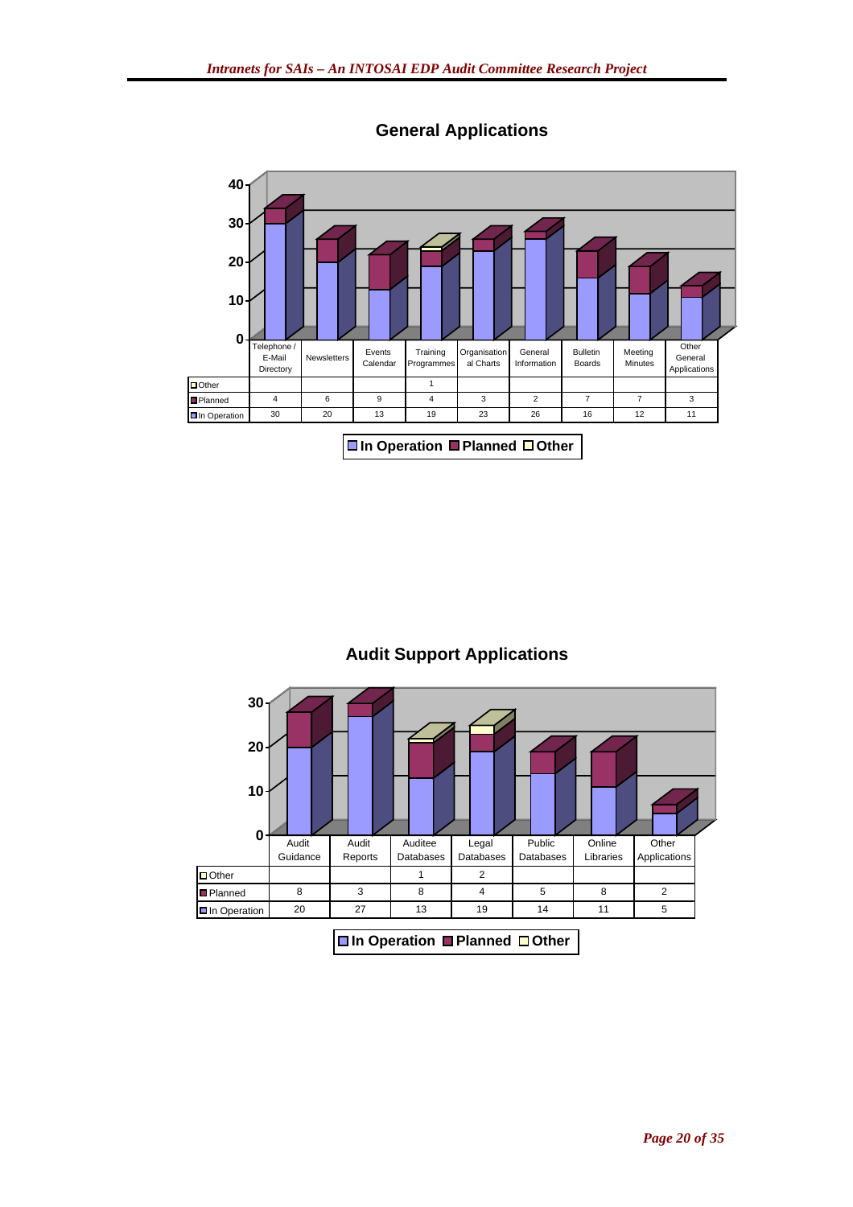## General Applications

| | Telephone / E-Mail Directory | Newsletters | Events Calendar | Training Programmes | Organisational Charts | General Information | Bulletin Boards | Meeting Minutes | Other General Applications |
|---|---|---|---|---|---|---|---|---|---|
| Other | | | | 1 | | | | | |
| Planned | 4 | 6 | 9 | 4 | 3 | 2 | 7 | 7 | 3 |
| In Operation | 30 | 20 | 13 | 19 | 23 | 26 | 16 | 12 | 11 |

In Operation  Planned  Other

## Audit Support Applications

| | Audit Guidance | Audit Reports | Auditee Databases | Legal Databases | Public Databases | Online Libraries | Other Applications |
|---|---|---|---|---|---|---|---|
| Other | | | 1 | 2 | | | |
| Planned | 8 | 3 | 8 | 4 | 5 | 8 | 2 |
| In Operation | 20 | 27 | 13 | 19 | 14 | 11 | 5 |

In Operation  Planned  Other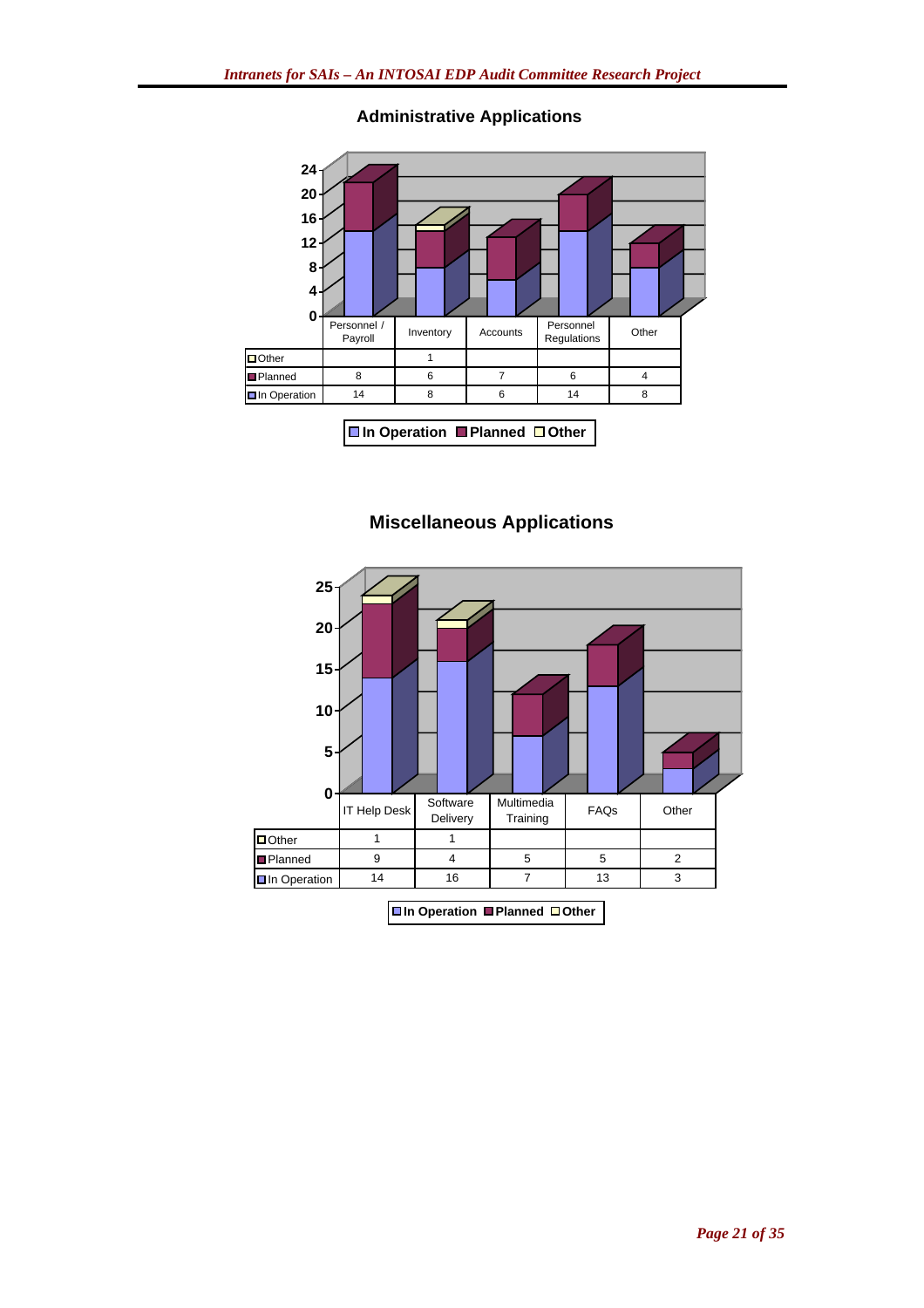## Administrative Applications

|  | Personnel / Payroll | Inventory | Accounts | Personnel Regulations | Other |
|---|---|---|---|---|---|
| Other |  | 1 |  |  |  |
| Planned | 8 | 6 | 7 | 6 | 4 |
| In Operation | 14 | 8 | 6 | 14 | 8 |

In Operation  Planned  Other

## Miscellaneous Applications

|  | IT Help Desk | Software Delivery | Multimedia Training | FAQs | Other |
|---|---|---|---|---|---|
| Other | 1 | 1 |  |  |  |
| Planned | 9 | 4 | 5 | 5 | 2 |
| In Operation | 14 | 16 | 7 | 13 | 3 |

In Operation  Planned  Other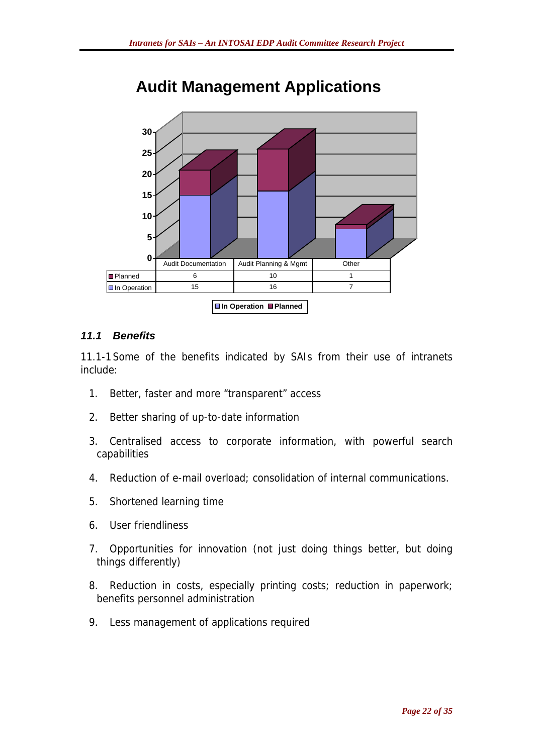## Audit Management Applications

| | Audit Documentation | Audit Planning & Mgmt | Other |
|---|---|---|---|
| Planned | 6 | 10 | 1 |
| In Operation | 15 | 16 | 7 |

In Operation, Planned

### *11.1 Benefits*

11.1-1 Some of the benefits indicated by SAIs from their use of intranets include:

1. Better, faster and more "transparent" access
2. Better sharing of up-to-date information
3. Centralised access to corporate information, with powerful search capabilities
4. Reduction of e-mail overload; consolidation of internal communications.
5. Shortened learning time
6. User friendliness
7. Opportunities for innovation (not just doing things better, but doing things differently)
8. Reduction in costs, especially printing costs; reduction in paperwork; benefits personnel administration
9. Less management of applications required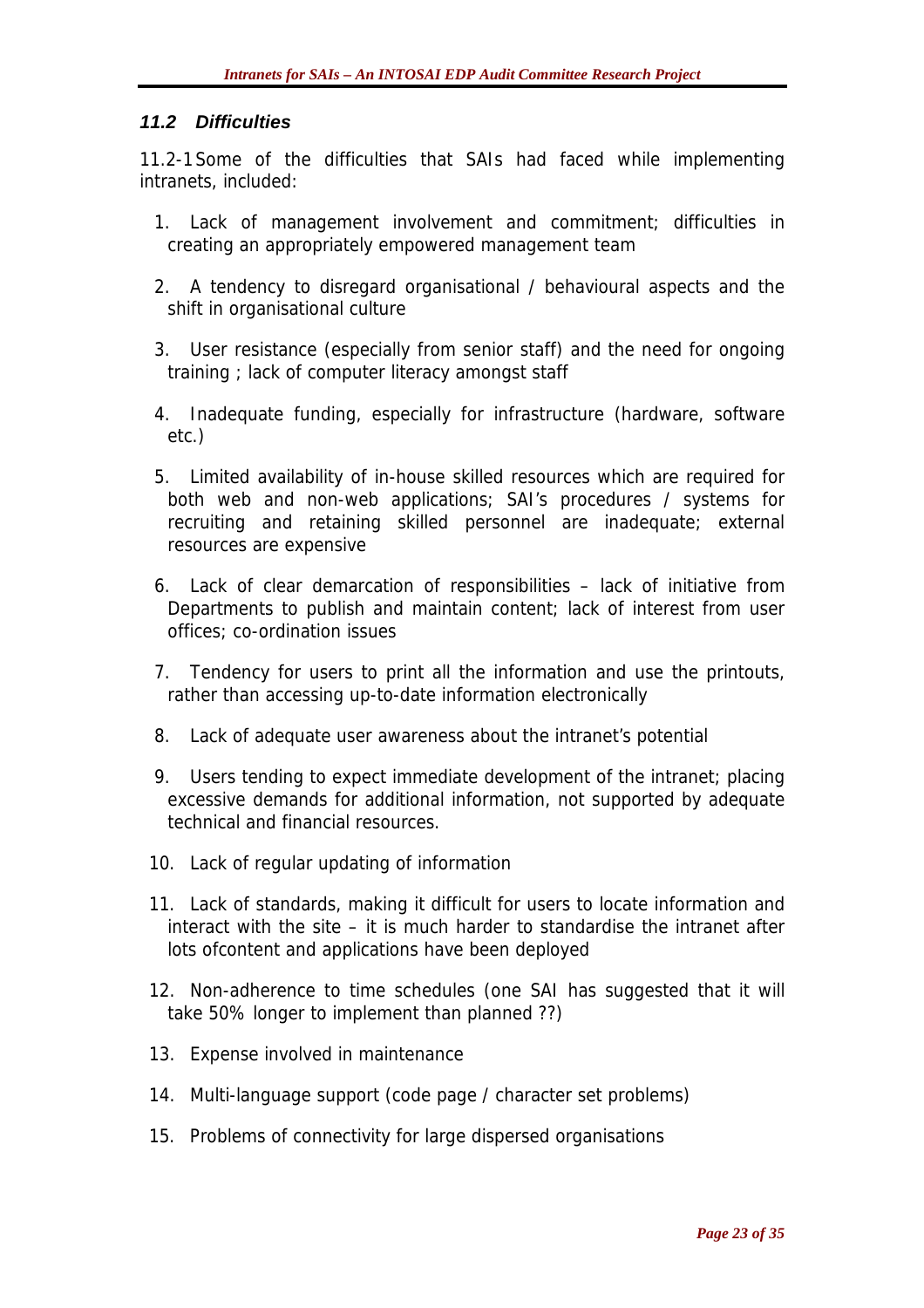### *11.2 Difficulties*

11.2-1 Some of the difficulties that SAIs had faced while implementing intranets, included:

1. Lack of management involvement and commitment; difficulties in creating an appropriately empowered management team
2. A tendency to disregard organisational / behavioural aspects and the shift in organisational culture
3. User resistance (especially from senior staff) and the need for ongoing training ; lack of computer literacy amongst staff
4. Inadequate funding, especially for infrastructure (hardware, software etc.)
5. Limited availability of in-house skilled resources which are required for both web and non-web applications; SAI's procedures / systems for recruiting and retaining skilled personnel are inadequate; external resources are expensive
6. Lack of clear demarcation of responsibilities – lack of initiative from Departments to publish and maintain content; lack of interest from user offices; co-ordination issues
7. Tendency for users to print all the information and use the printouts, rather than accessing up-to-date information electronically
8. Lack of adequate user awareness about the intranet's potential
9. Users tending to expect immediate development of the intranet; placing excessive demands for additional information, not supported by adequate technical and financial resources.
10. Lack of regular updating of information
11. Lack of standards, making it difficult for users to locate information and interact with the site – it is much harder to standardise the intranet after lots ofcontent and applications have been deployed
12. Non-adherence to time schedules (one SAI has suggested that it will take 50% longer to implement than planned ??)
13. Expense involved in maintenance
14. Multi-language support (code page / character set problems)
15. Problems of connectivity for large dispersed organisations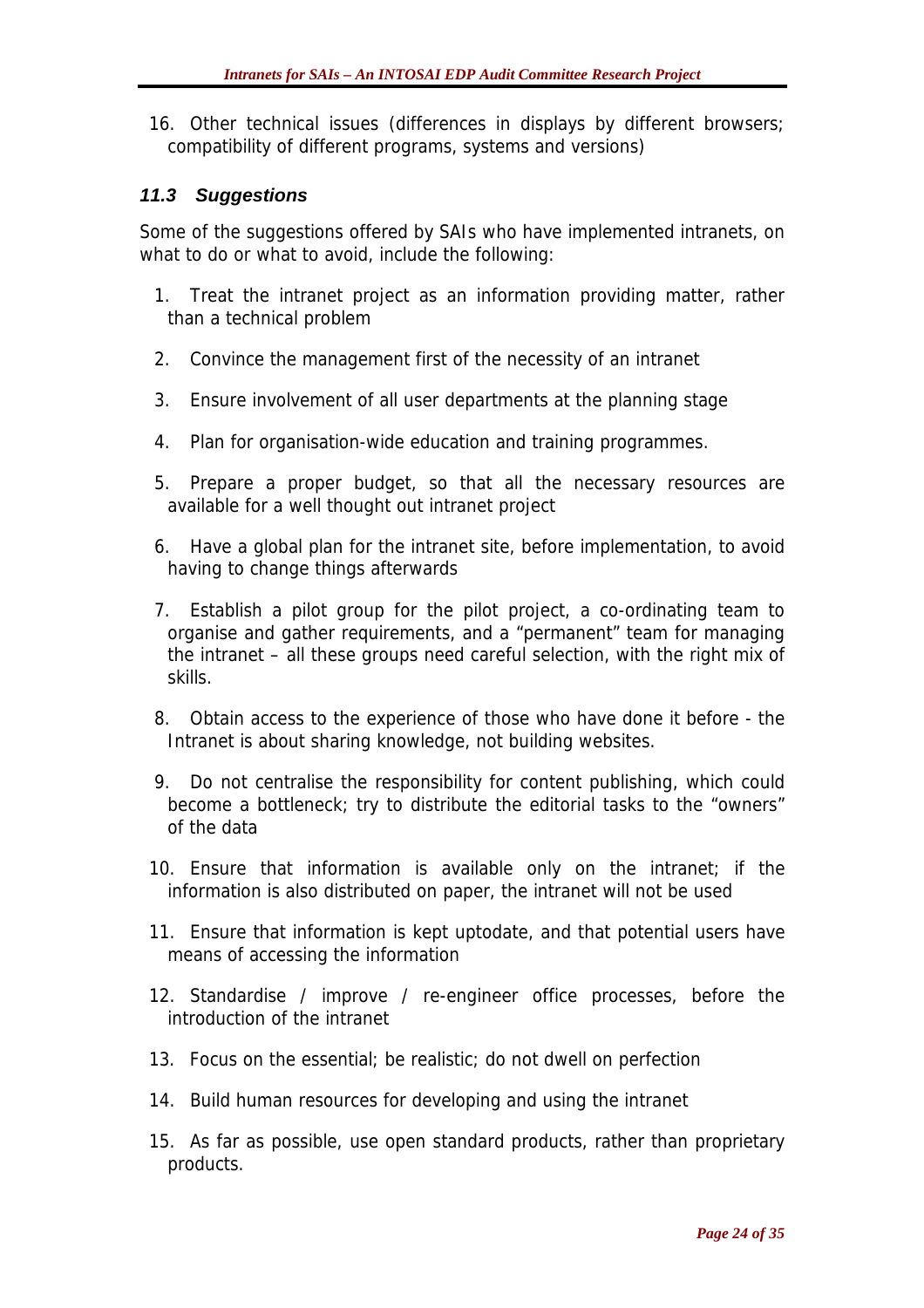16. Other technical issues (differences in displays by different browsers; compatibility of different programs, systems and versions)

### *11.3 Suggestions*

Some of the suggestions offered by SAIs who have implemented intranets, on what to do or what to avoid, include the following:

1. Treat the intranet project as an information providing matter, rather than a technical problem
2. Convince the management first of the necessity of an intranet
3. Ensure involvement of all user departments at the planning stage
4. Plan for organisation-wide education and training programmes.
5. Prepare a proper budget, so that all the necessary resources are available for a well thought out intranet project
6. Have a global plan for the intranet site, before implementation, to avoid having to change things afterwards
7. Establish a pilot group for the pilot project, a co-ordinating team to organise and gather requirements, and a "permanent" team for managing the intranet – all these groups need careful selection, with the right mix of skills.
8. Obtain access to the experience of those who have done it before - the Intranet is about sharing knowledge, not building websites.
9. Do not centralise the responsibility for content publishing, which could become a bottleneck; try to distribute the editorial tasks to the "owners" of the data
10. Ensure that information is available only on the intranet; if the information is also distributed on paper, the intranet will not be used
11. Ensure that information is kept uptodate, and that potential users have means of accessing the information
12. Standardise / improve / re-engineer office processes, before the introduction of the intranet
13. Focus on the essential; be realistic; do not dwell on perfection
14. Build human resources for developing and using the intranet
15. As far as possible, use open standard products, rather than proprietary products.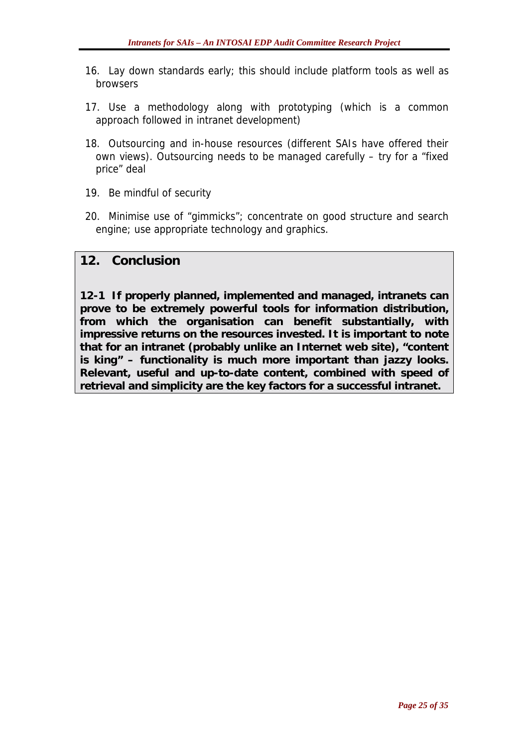16. Lay down standards early; this should include platform tools as well as browsers

17. Use a methodology along with prototyping (which is a common approach followed in intranet development)

18. Outsourcing and in-house resources (different SAIs have offered their own views). Outsourcing needs to be managed carefully – try for a "fixed price" deal

19. Be mindful of security

20. Minimise use of "gimmicks"; concentrate on good structure and search engine; use appropriate technology and graphics.

## 12. Conclusion

**12-1 If properly planned, implemented and managed, intranets can prove to be extremely powerful tools for information distribution, from which the organisation can benefit substantially, with impressive returns on the resources invested. It is important to note that for an intranet (probably unlike an Internet web site), "content is king" – functionality is much more important than jazzy looks. Relevant, useful and up-to-date content, combined with speed of retrieval and simplicity are the key factors for a successful intranet.**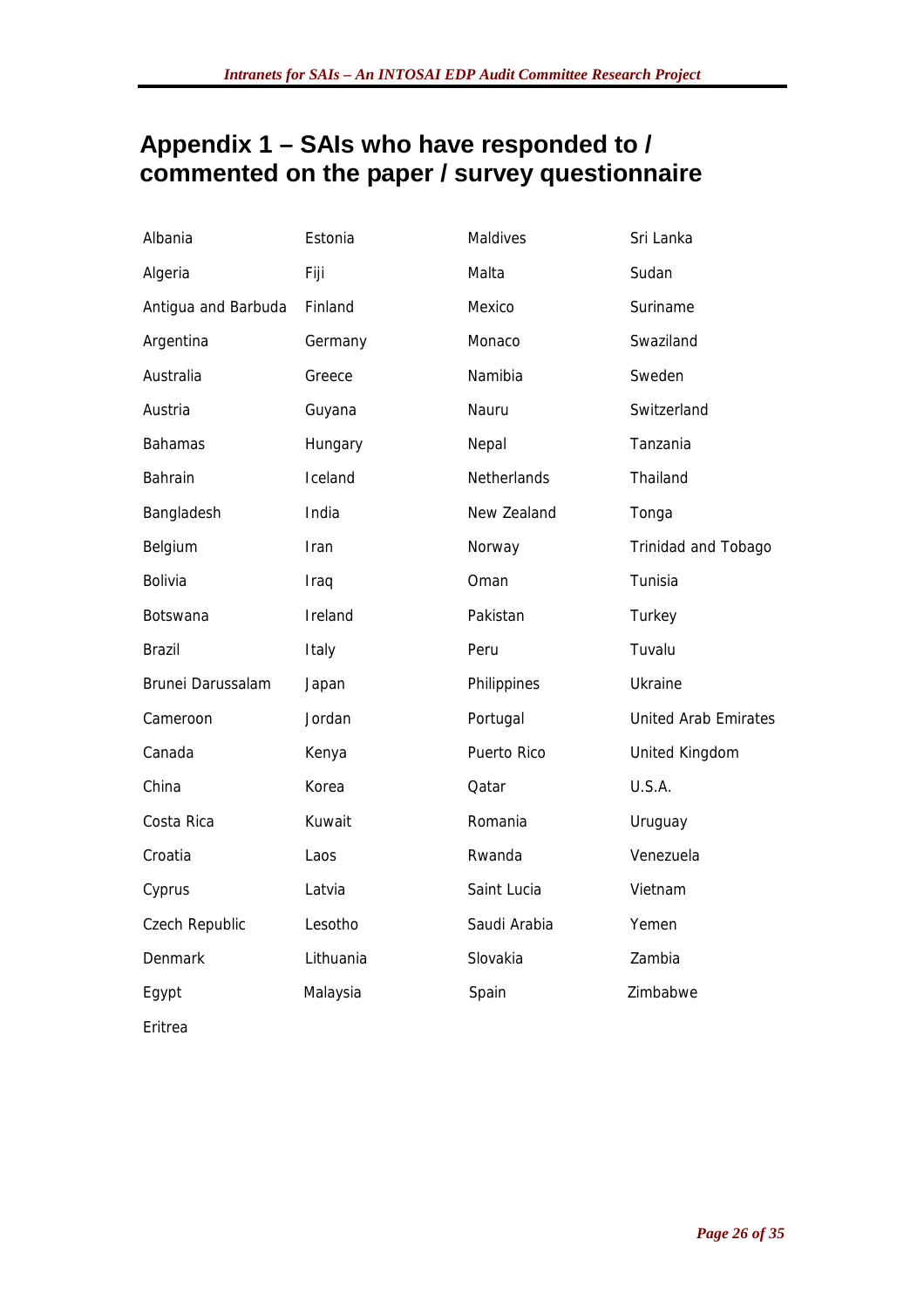## Appendix 1 – SAIs who have responded to / commented on the paper / survey questionnaire

| | | | |
|---|---|---|---|
| Albania | Estonia | Maldives | Sri Lanka |
| Algeria | Fiji | Malta | Sudan |
| Antigua and Barbuda | Finland | Mexico | Suriname |
| Argentina | Germany | Monaco | Swaziland |
| Australia | Greece | Namibia | Sweden |
| Austria | Guyana | Nauru | Switzerland |
| Bahamas | Hungary | Nepal | Tanzania |
| Bahrain | Iceland | Netherlands | Thailand |
| Bangladesh | India | New Zealand | Tonga |
| Belgium | Iran | Norway | Trinidad and Tobago |
| Bolivia | Iraq | Oman | Tunisia |
| Botswana | Ireland | Pakistan | Turkey |
| Brazil | Italy | Peru | Tuvalu |
| Brunei Darussalam | Japan | Philippines | Ukraine |
| Cameroon | Jordan | Portugal | United Arab Emirates |
| Canada | Kenya | Puerto Rico | United Kingdom |
| China | Korea | Qatar | U.S.A. |
| Costa Rica | Kuwait | Romania | Uruguay |
| Croatia | Laos | Rwanda | Venezuela |
| Cyprus | Latvia | Saint Lucia | Vietnam |
| Czech Republic | Lesotho | Saudi Arabia | Yemen |
| Denmark | Lithuania | Slovakia | Zambia |
| Egypt | Malaysia | Spain | Zimbabwe |
| Eritrea | | | |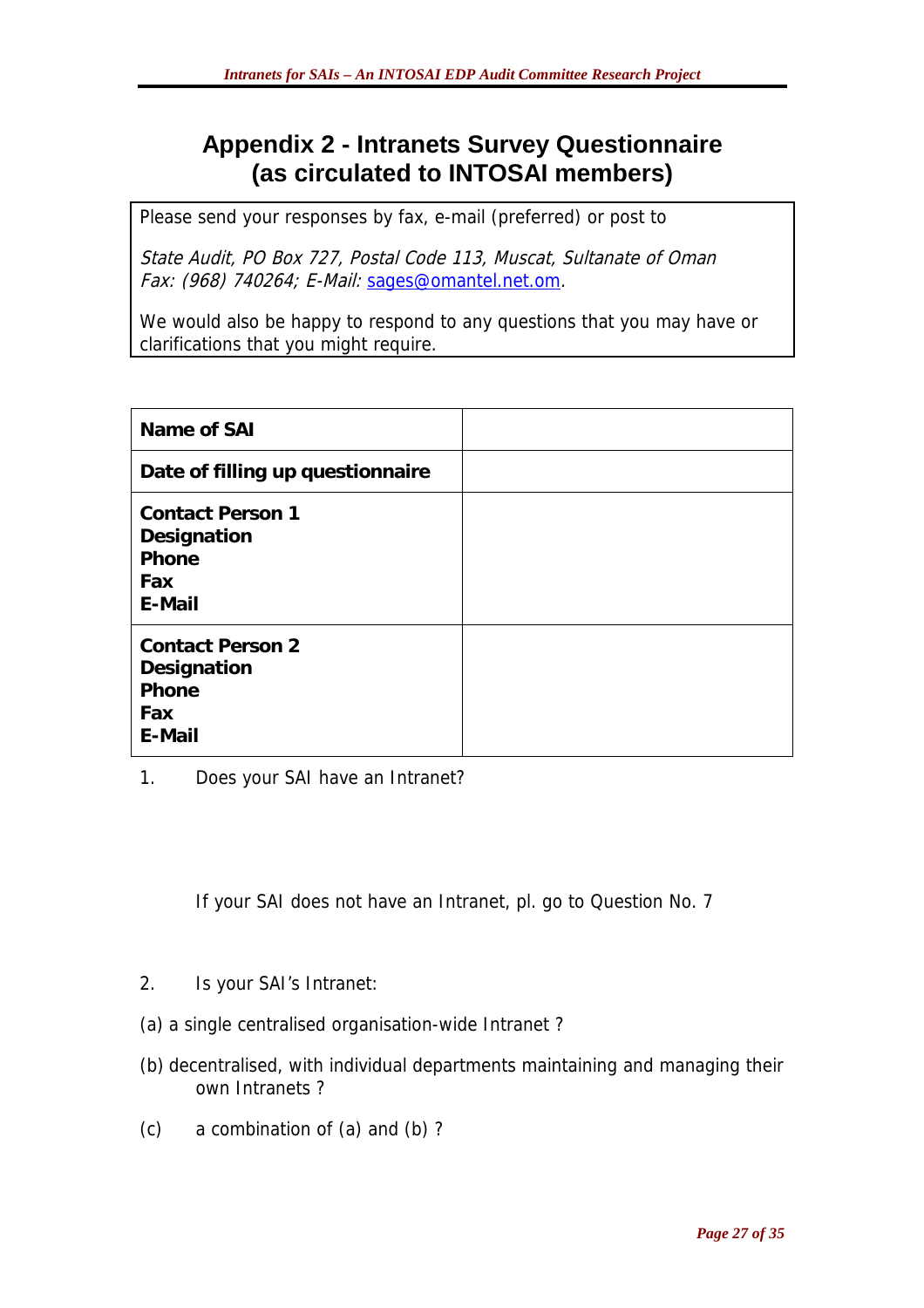# Appendix 2 - Intranets Survey Questionnaire (as circulated to INTOSAI members)

Please send your responses by fax, e-mail (preferred) or post to

*State Audit, PO Box 727, Postal Code 113, Muscat, Sultanate of Oman*
*Fax: (968) 740264; E-Mail:* sages@omantel.net.om.

We would also be happy to respond to any questions that you may have or clarifications that you might require.

| **Name of SAI** | |
|---|---|
| **Date of filling up questionnaire** | |
| **Contact Person 1**<br>**Designation**<br>**Phone**<br>**Fax**<br>**E-Mail** | |
| **Contact Person 2**<br>**Designation**<br>**Phone**<br>**Fax**<br>**E-Mail** | |

1. Does your SAI have an Intranet?

   If your SAI does not have an Intranet, pl. go to Question No. 7

2. Is your SAI's Intranet:

(a) a single centralised organisation-wide Intranet ?

(b) decentralised, with individual departments maintaining and managing their own Intranets ?

(c) a combination of (a) and (b) ?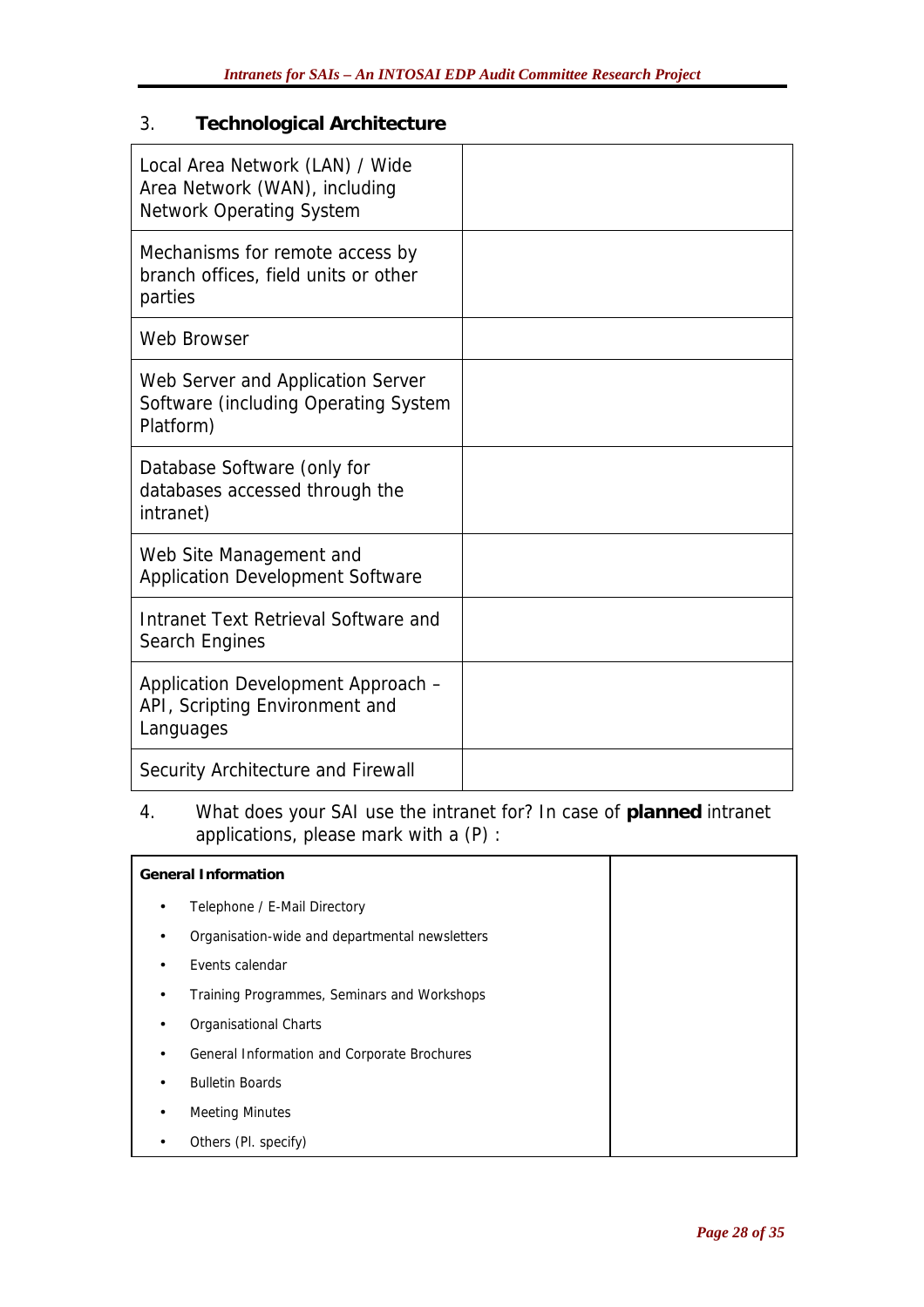## 3. Technological Architecture

| | |
|---|---|
| Local Area Network (LAN) / Wide Area Network (WAN), including Network Operating System | |
| Mechanisms for remote access by branch offices, field units or other parties | |
| Web Browser | |
| Web Server and Application Server Software (including Operating System Platform) | |
| Database Software (only for databases accessed through the intranet) | |
| Web Site Management and Application Development Software | |
| Intranet Text Retrieval Software and Search Engines | |
| Application Development Approach – API, Scripting Environment and Languages | |
| Security Architecture and Firewall | |

4. What does your SAI use the intranet for? In case of **planned** intranet applications, please mark with a (P) :

| **General Information** | |
|---|---|
| • Telephone / E-Mail Directory<br>• Organisation-wide and departmental newsletters<br>• Events calendar<br>• Training Programmes, Seminars and Workshops<br>• Organisational Charts<br>• General Information and Corporate Brochures<br>• Bulletin Boards<br>• Meeting Minutes<br>• Others (Pl. specify) | |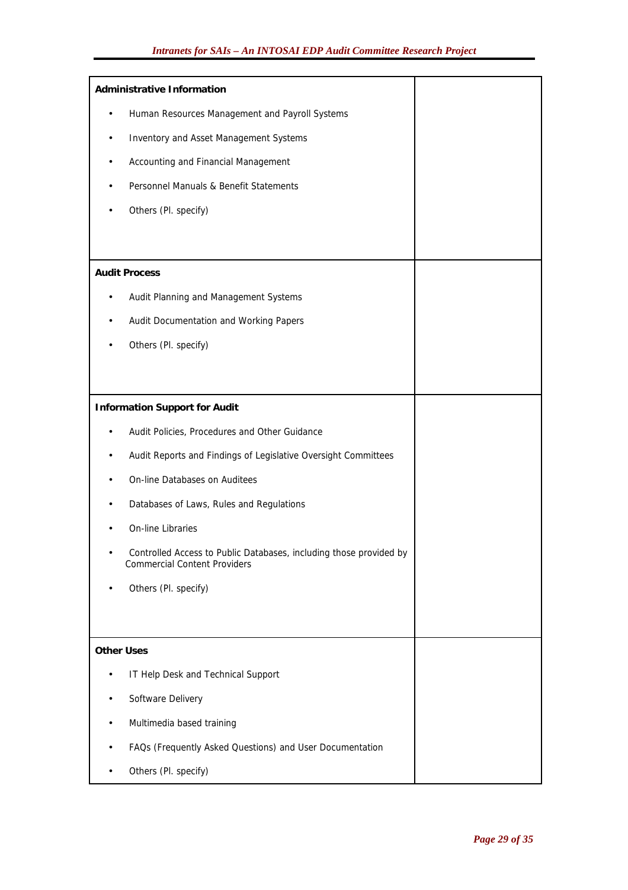| | |
|---|---|
| **Administrative Information**<br><br>• Human Resources Management and Payroll Systems<br>• Inventory and Asset Management Systems<br>• Accounting and Financial Management<br>• Personnel Manuals & Benefit Statements<br>• Others (Pl. specify) | |
| **Audit Process**<br><br>• Audit Planning and Management Systems<br>• Audit Documentation and Working Papers<br>• Others (Pl. specify) | |
| **Information Support for Audit**<br><br>• Audit Policies, Procedures and Other Guidance<br>• Audit Reports and Findings of Legislative Oversight Committees<br>• On-line Databases on Auditees<br>• Databases of Laws, Rules and Regulations<br>• On-line Libraries<br>• Controlled Access to Public Databases, including those provided by Commercial Content Providers<br>• Others (Pl. specify) | |
| **Other Uses**<br><br>• IT Help Desk and Technical Support<br>• Software Delivery<br>• Multimedia based training<br>• FAQs (Frequently Asked Questions) and User Documentation<br>• Others (Pl. specify) | |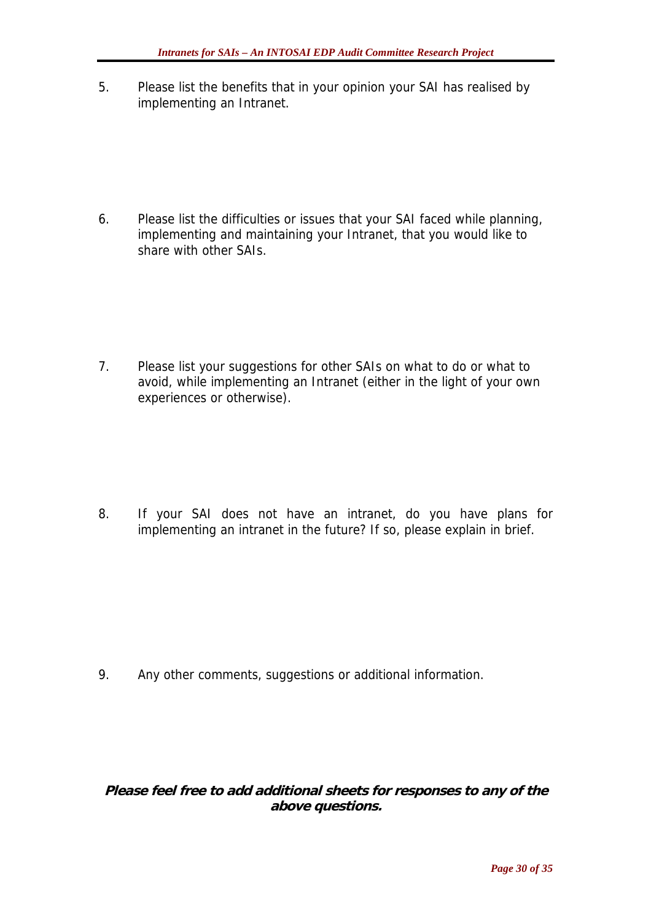5. Please list the benefits that in your opinion your SAI has realised by implementing an Intranet.

6. Please list the difficulties or issues that your SAI faced while planning, implementing and maintaining your Intranet, that you would like to share with other SAIs.

7. Please list your suggestions for other SAIs on what to do or what to avoid, while implementing an Intranet (either in the light of your own experiences or otherwise).

8. If your SAI does not have an intranet, do you have plans for implementing an intranet in the future? If so, please explain in brief.

9. Any other comments, suggestions or additional information.

***Please feel free to add additional sheets for responses to any of the above questions.***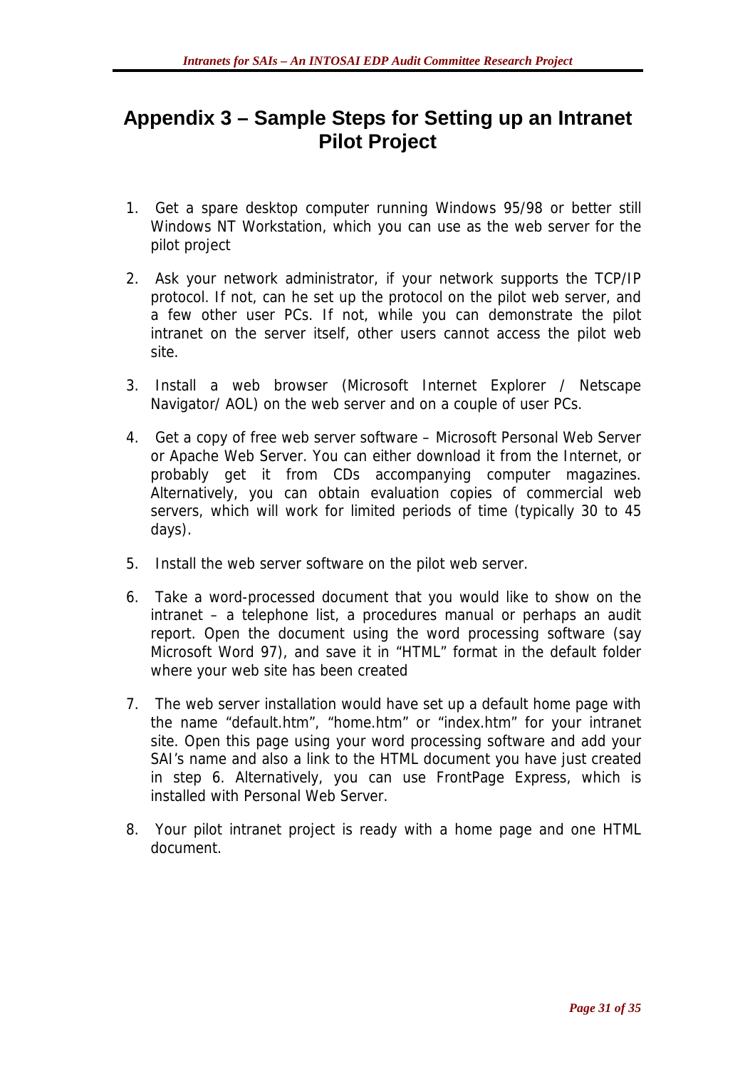# Appendix 3 – Sample Steps for Setting up an Intranet Pilot Project

1. Get a spare desktop computer running Windows 95/98 or better still Windows NT Workstation, which you can use as the web server for the pilot project

2. Ask your network administrator, if your network supports the TCP/IP protocol. If not, can he set up the protocol on the pilot web server, and a few other user PCs. If not, while you can demonstrate the pilot intranet on the server itself, other users cannot access the pilot web site.

3. Install a web browser (Microsoft Internet Explorer / Netscape Navigator/ AOL) on the web server and on a couple of user PCs.

4. Get a copy of free web server software – Microsoft Personal Web Server or Apache Web Server. You can either download it from the Internet, or probably get it from CDs accompanying computer magazines. Alternatively, you can obtain evaluation copies of commercial web servers, which will work for limited periods of time (typically 30 to 45 days).

5. Install the web server software on the pilot web server.

6. Take a word-processed document that you would like to show on the intranet – a telephone list, a procedures manual or perhaps an audit report. Open the document using the word processing software (say Microsoft Word 97), and save it in "HTML" format in the default folder where your web site has been created

7. The web server installation would have set up a default home page with the name "default.htm", "home.htm" or "index.htm" for your intranet site. Open this page using your word processing software and add your SAI's name and also a link to the HTML document you have just created in step 6. Alternatively, you can use FrontPage Express, which is installed with Personal Web Server.

8. Your pilot intranet project is ready with a home page and one HTML document.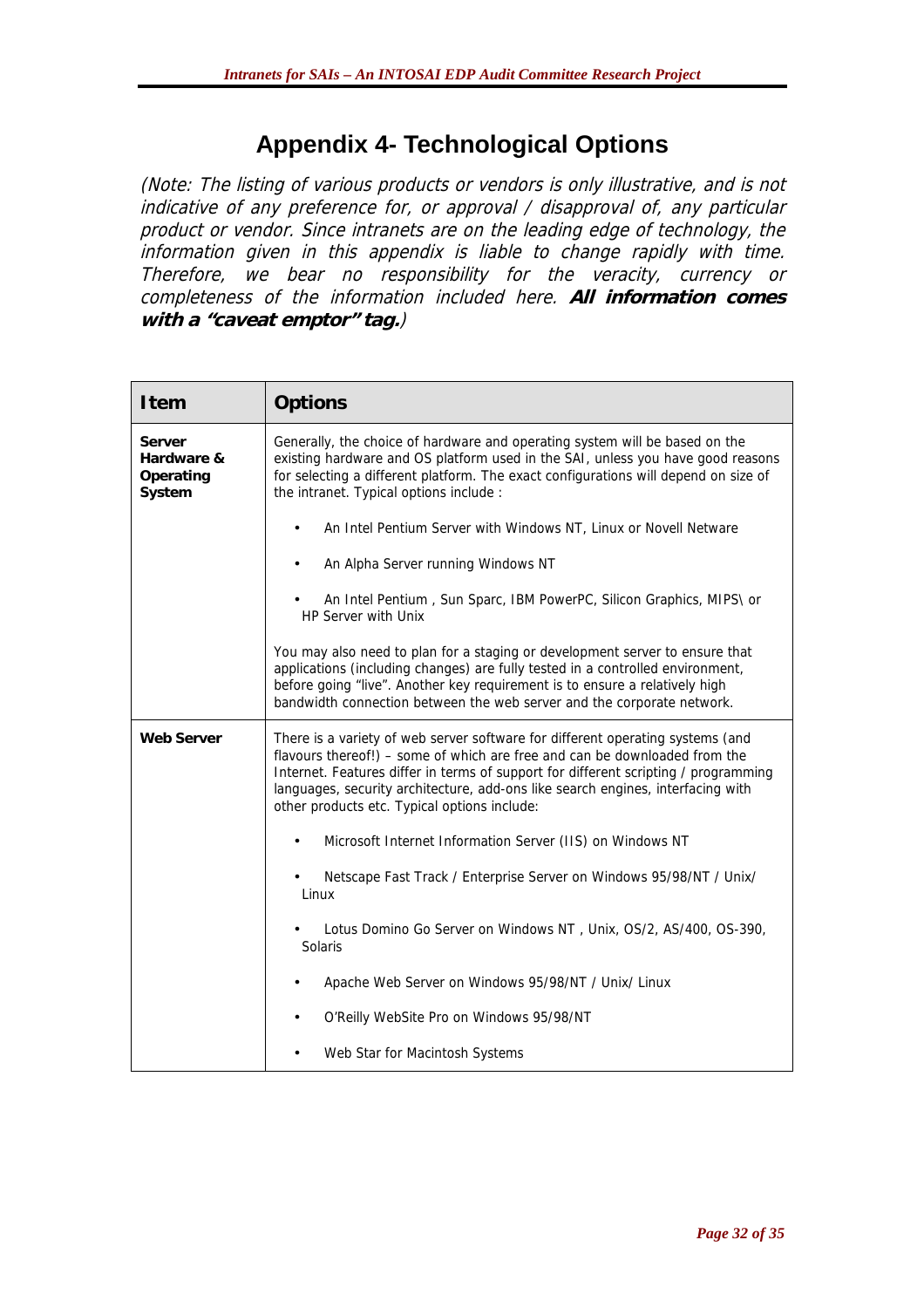# Appendix 4- Technological Options

*(Note: The listing of various products or vendors is only illustrative, and is not indicative of any preference for, or approval / disapproval of, any particular product or vendor. Since intranets are on the leading edge of technology, the information given in this appendix is liable to change rapidly with time. Therefore, we bear no responsibility for the veracity, currency or completeness of the information included here.* ***All information comes with a "caveat emptor" tag.****)*

| Item | Options |
|---|---|
| **Server Hardware & Operating System** | Generally, the choice of hardware and operating system will be based on the existing hardware and OS platform used in the SAI, unless you have good reasons for selecting a different platform. The exact configurations will depend on size of the intranet. Typical options include :<br><br>• An Intel Pentium Server with Windows NT, Linux or Novell Netware<br><br>• An Alpha Server running Windows NT<br><br>• An Intel Pentium , Sun Sparc, IBM PowerPC, Silicon Graphics, MIPS\ or HP Server with Unix<br><br>You may also need to plan for a staging or development server to ensure that applications (including changes) are fully tested in a controlled environment, before going "live". Another key requirement is to ensure a relatively high bandwidth connection between the web server and the corporate network. |
| **Web Server** | There is a variety of web server software for different operating systems (and flavours thereof!) – some of which are free and can be downloaded from the Internet. Features differ in terms of support for different scripting / programming languages, security architecture, add-ons like search engines, interfacing with other products etc. Typical options include:<br><br>• Microsoft Internet Information Server (IIS) on Windows NT<br><br>• Netscape Fast Track / Enterprise Server on Windows 95/98/NT / Unix/ Linux<br><br>• Lotus Domino Go Server on Windows NT , Unix, OS/2, AS/400, OS-390, Solaris<br><br>• Apache Web Server on Windows 95/98/NT / Unix/ Linux<br><br>• O'Reilly WebSite Pro on Windows 95/98/NT<br><br>• Web Star for Macintosh Systems |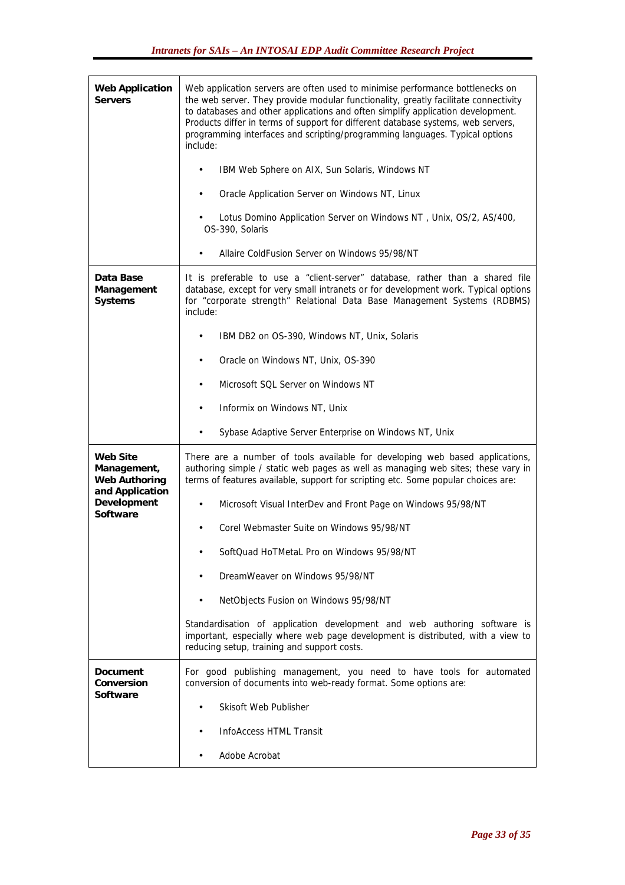| **Web Application Servers** | Web application servers are often used to minimise performance bottlenecks on the web server. They provide modular functionality, greatly facilitate connectivity to databases and other applications and often simplify application development. Products differ in terms of support for different database systems, web servers, programming interfaces and scripting/programming languages. Typical options include:<br><br>• IBM Web Sphere on AIX, Sun Solaris, Windows NT<br>• Oracle Application Server on Windows NT, Linux<br>• Lotus Domino Application Server on Windows NT , Unix, OS/2, AS/400, OS-390, Solaris<br>• Allaire ColdFusion Server on Windows 95/98/NT |
|---|---|
| **Data Base Management Systems** | It is preferable to use a "client-server" database, rather than a shared file database, except for very small intranets or for development work. Typical options for "corporate strength" Relational Data Base Management Systems (RDBMS) include:<br><br>• IBM DB2 on OS-390, Windows NT, Unix, Solaris<br>• Oracle on Windows NT, Unix, OS-390<br>• Microsoft SQL Server on Windows NT<br>• Informix on Windows NT, Unix<br>• Sybase Adaptive Server Enterprise on Windows NT, Unix |
| **Web Site Management, Web Authoring and Application Development Software** | There are a number of tools available for developing web based applications, authoring simple / static web pages as well as managing web sites; these vary in terms of features available, support for scripting etc. Some popular choices are:<br><br>• Microsoft Visual InterDev and Front Page on Windows 95/98/NT<br>• Corel Webmaster Suite on Windows 95/98/NT<br>• SoftQuad HoTMetaL Pro on Windows 95/98/NT<br>• DreamWeaver on Windows 95/98/NT<br>• NetObjects Fusion on Windows 95/98/NT<br><br>Standardisation of application development and web authoring software is important, especially where web page development is distributed, with a view to reducing setup, training and support costs. |
| **Document Conversion Software** | For good publishing management, you need to have tools for automated conversion of documents into web-ready format. Some options are:<br><br>• Skisoft Web Publisher<br>• InfoAccess HTML Transit<br>• Adobe Acrobat |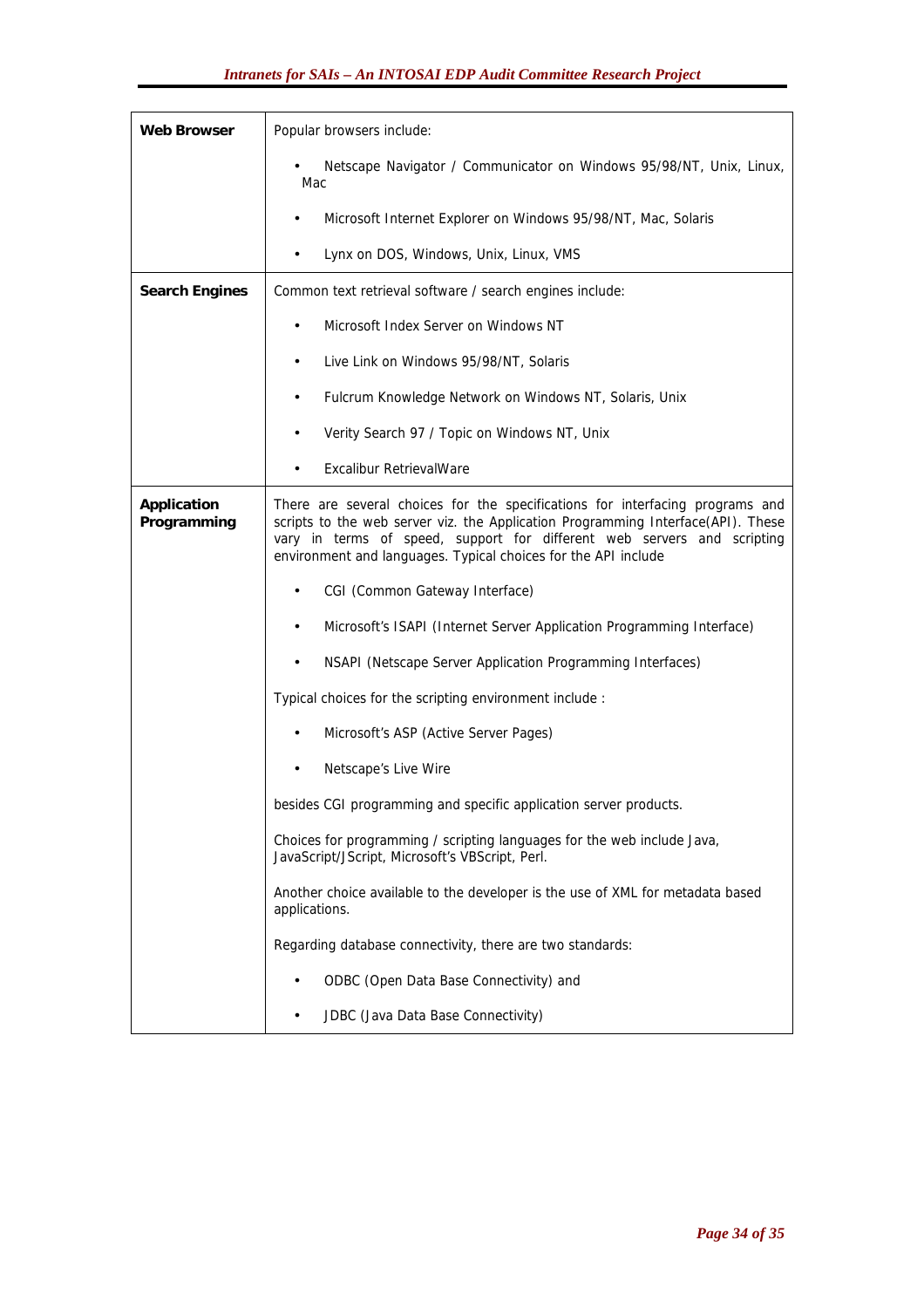| | |
|---|---|
| **Web Browser** | Popular browsers include:<br><br>• Netscape Navigator / Communicator on Windows 95/98/NT, Unix, Linux, Mac<br><br>• Microsoft Internet Explorer on Windows 95/98/NT, Mac, Solaris<br><br>• Lynx on DOS, Windows, Unix, Linux, VMS |
| **Search Engines** | Common text retrieval software / search engines include:<br><br>• Microsoft Index Server on Windows NT<br><br>• Live Link on Windows 95/98/NT, Solaris<br><br>• Fulcrum Knowledge Network on Windows NT, Solaris, Unix<br><br>• Verity Search 97 / Topic on Windows NT, Unix<br><br>• Excalibur RetrievalWare |
| **Application Programming** | There are several choices for the specifications for interfacing programs and scripts to the web server viz. the Application Programming Interface(API). These vary in terms of speed, support for different web servers and scripting environment and languages. Typical choices for the API include<br><br>• CGI (Common Gateway Interface)<br><br>• Microsoft's ISAPI (Internet Server Application Programming Interface)<br><br>• NSAPI (Netscape Server Application Programming Interfaces)<br><br>Typical choices for the scripting environment include :<br><br>• Microsoft's ASP (Active Server Pages)<br><br>• Netscape's Live Wire<br><br>besides CGI programming and specific application server products.<br><br>Choices for programming / scripting languages for the web include Java, JavaScript/JScript, Microsoft's VBScript, Perl.<br><br>Another choice available to the developer is the use of XML for metadata based applications.<br><br>Regarding database connectivity, there are two standards:<br><br>• ODBC (Open Data Base Connectivity) and<br><br>• JDBC (Java Data Base Connectivity) |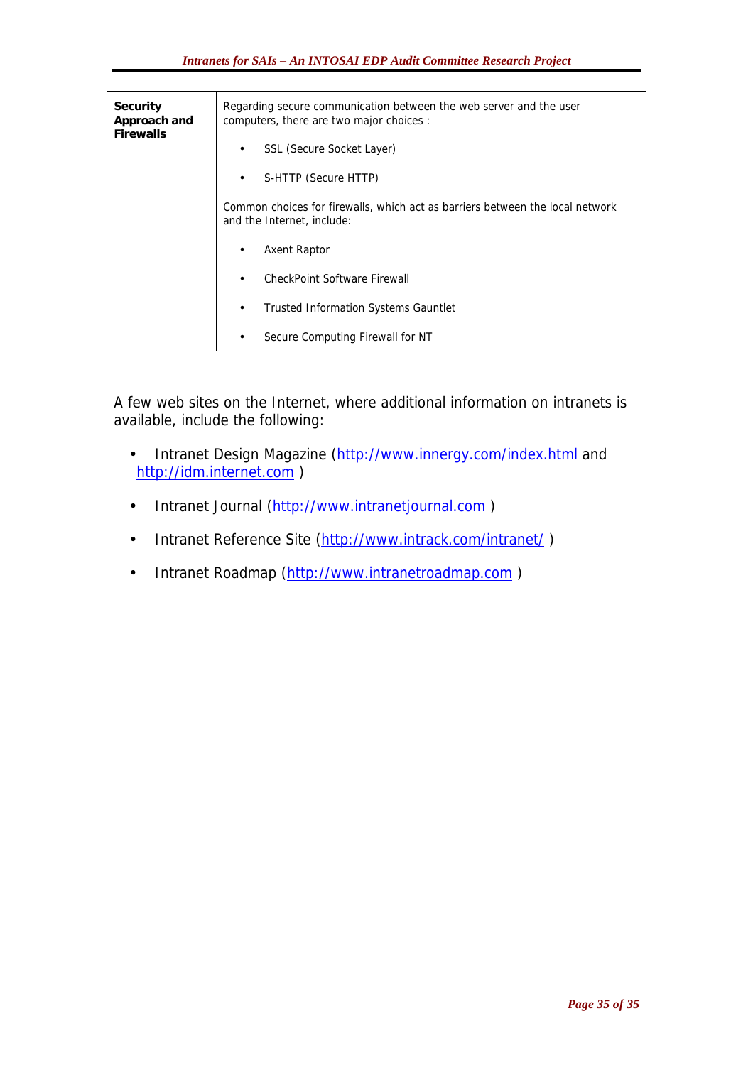| | |
|---|---|
| **Security Approach and Firewalls** | Regarding secure communication between the web server and the user computers, there are two major choices :<br>• SSL (Secure Socket Layer)<br>• S-HTTP (Secure HTTP)<br>Common choices for firewalls, which act as barriers between the local network and the Internet, include:<br>• Axent Raptor<br>• CheckPoint Software Firewall<br>• Trusted Information Systems Gauntlet<br>• Secure Computing Firewall for NT |

A few web sites on the Internet, where additional information on intranets is available, include the following:

- Intranet Design Magazine (http://www.innergy.com/index.html and http://idm.internet.com )
- Intranet Journal (http://www.intranetjournal.com )
- Intranet Reference Site (http://www.intrack.com/intranet/ )
- Intranet Roadmap (http://www.intranetroadmap.com )